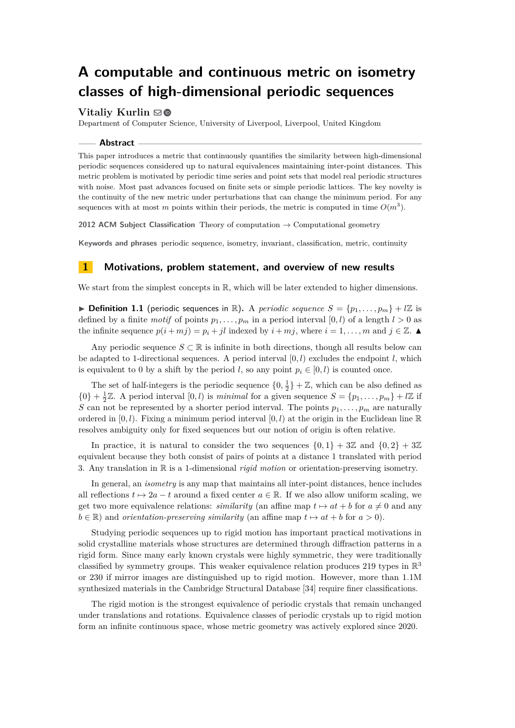# A computable and continuous metric on isometry classes of high-dimensional periodic sequences

**Vitaliy Kurlin**

Department of Computer Science, University of Liverpool, Liverpool, United Kingdom

## Abstract

This paper introduces a metric that continuously quantifies the similarity between high-dimensional periodic sequences considered up to natural equivalences maintaining inter-point distances. This metric problem is motivated by periodic time series and point sets that model real periodic structures with noise. Most past advances focused on finite sets or simple periodic lattices. The key novelty is the continuity of the new metric under perturbations that can change the minimum period. For any sequences with at most $m$ points within their periods, the metric is computed in time $O(m^3)$.

**2012 ACM Subject Classification** Theory of computation → Computational geometry

**Keywords and phrases** periodic sequence, isometry, invariant, classification, metric, continuity

## 1 Motivations, problem statement, and overview of new results

We start from the simplest concepts in $\mathbb{R}$, which will be later extended to higher dimensions.

▶ **Definition 1.1** (periodic sequences in $\mathbb{R}$). A *periodic sequence* $S = \{p_1, \dots, p_m\} + l\mathbb{Z}$ is defined by a finite *motif* of points $p_1, \dots, p_m$ in a period interval $[0, l)$ of a length $l > 0$ as the infinite sequence $p(i + mj) = p_i + jl$ indexed by $i + mj$, where $i = 1, \dots, m$ and $j \in \mathbb{Z}$. ▲

Any periodic sequence $S \subset \mathbb{R}$ is infinite in both directions, though all results below can be adapted to 1-directional sequences. A period interval $[0, l)$ excludes the endpoint $l$, which is equivalent to 0 by a shift by the period $l$, so any point $p_i \in [0, l)$ is counted once.

The set of half-integers is the periodic sequence $\{0, \frac{1}{2}\} + \mathbb{Z}$, which can be also defined as $\{0\} + \frac{1}{2}\mathbb{Z}$. A period interval $[0, l)$ is *minimal* for a given sequence $S = \{p_1, \dots, p_m\} + l\mathbb{Z}$ if $S$ can not be represented by a shorter period interval. The points $p_1, \dots, p_m$ are naturally ordered in $[0, l)$. Fixing a minimum period interval $[0, l)$ at the origin in the Euclidean line $\mathbb{R}$ resolves ambiguity only for fixed sequences but our notion of origin is often relative.

In practice, it is natural to consider the two sequences $\{0, 1\} + 3\mathbb{Z}$ and $\{0, 2\} + 3\mathbb{Z}$ equivalent because they both consist of pairs of points at a distance 1 translated with period 3. Any translation in $\mathbb{R}$ is a 1-dimensional *rigid motion* or orientation-preserving isometry.

In general, an *isometry* is any map that maintains all inter-point distances, hence includes all reflections $t \mapsto 2a - t$ around a fixed center $a \in \mathbb{R}$. If we also allow uniform scaling, we get two more equivalence relations: *similarity* (an affine map $t \mapsto at + b$ for $a \neq 0$ and any $b \in \mathbb{R}$) and *orientation-preserving similarity* (an affine map $t \mapsto at + b$ for $a > 0$).

Studying periodic sequences up to rigid motion has important practical motivations in solid crystalline materials whose structures are determined through diffraction patterns in a rigid form. Since many early known crystals were highly symmetric, they were traditionally classified by symmetry groups. This weaker equivalence relation produces 219 types in $\mathbb{R}^3$ or 230 if mirror images are distinguished up to rigid motion. However, more than 1.1M synthesized materials in the Cambridge Structural Database [34] require finer classifications.

The rigid motion is the strongest equivalence of periodic crystals that remain unchanged under translations and rotations. Equivalence classes of periodic crystals up to rigid motion form an infinite continuous space, whose metric geometry was actively explored since 2020.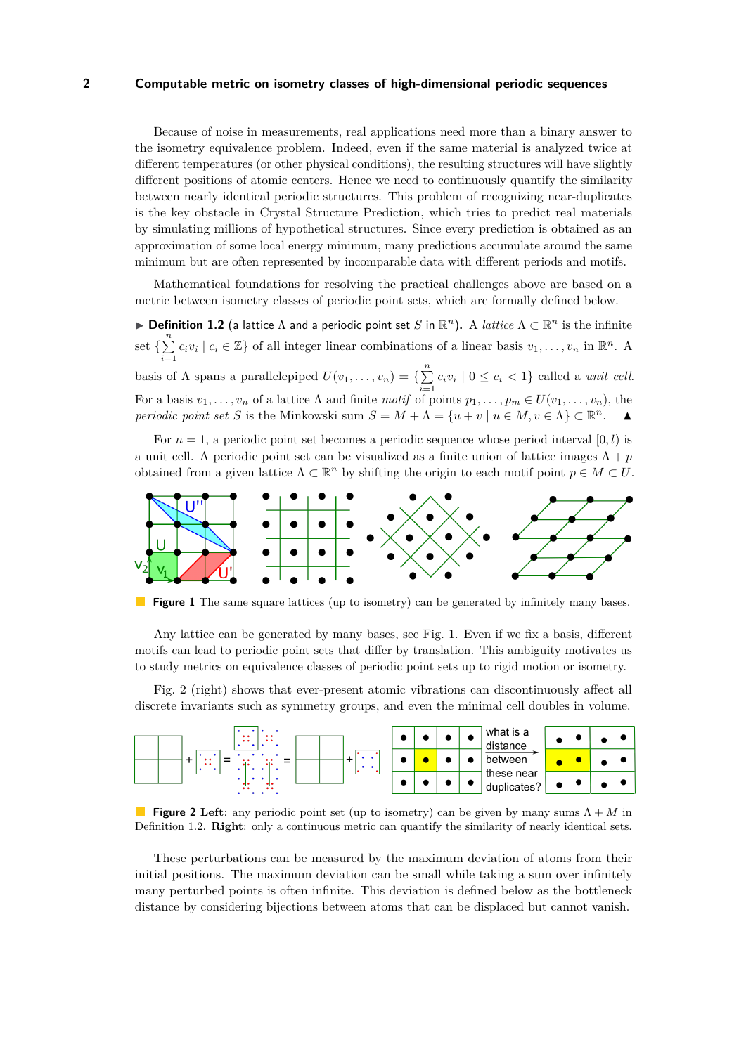Because of noise in measurements, real applications need more than a binary answer to the isometry equivalence problem. Indeed, even if the same material is analyzed twice at different temperatures (or other physical conditions), the resulting structures will have slightly different positions of atomic centers. Hence we need to continuously quantify the similarity between nearly identical periodic structures. This problem of recognizing near-duplicates is the key obstacle in Crystal Structure Prediction, which tries to predict real materials by simulating millions of hypothetical structures. Since every prediction is obtained as an approximation of some local energy minimum, many predictions accumulate around the same minimum but are often represented by incomparable data with different periods and motifs.

Mathematical foundations for resolving the practical challenges above are based on a metric between isometry classes of periodic point sets, which are formally defined below.

▶ **Definition 1.2** (a lattice $\Lambda$ and a periodic point set $S$ in $\mathbb{R}^n$). A *lattice* $\Lambda \subset \mathbb{R}^n$ is the infinite set $\{\sum\limits_{i=1}^{n} c_i v_i \mid c_i \in \mathbb{Z}\}$ of all integer linear combinations of a linear basis $v_1, \dots, v_n$ in $\mathbb{R}^n$. A basis of $\Lambda$ spans a parallelepiped $U(v_1, \dots, v_n) = \{\sum\limits_{i=1}^{n} c_i v_i \mid 0 \le c_i < 1\}$ called a *unit cell*. For a basis $v_1, \dots, v_n$ of a lattice $\Lambda$ and finite *motif* of points $p_1, \dots, p_m \in U(v_1, \dots, v_n)$, the *periodic point set* $S$ is the Minkowski sum $S = M + \Lambda = \{u + v \mid u \in M, v \in \Lambda\} \subset \mathbb{R}^n$. ▲

For $n = 1$, a periodic point set becomes a periodic sequence whose period interval $[0, l)$ is a unit cell. A periodic point set can be visualized as a finite union of lattice images $\Lambda + p$ obtained from a given lattice $\Lambda \subset \mathbb{R}^n$ by shifting the origin to each motif point $p \in M \subset U$.

**Figure 1** The same square lattices (up to isometry) can be generated by infinitely many bases.

Any lattice can be generated by many bases, see Fig. 1. Even if we fix a basis, different motifs can lead to periodic point sets that differ by translation. This ambiguity motivates us to study metrics on equivalence classes of periodic point sets up to rigid motion or isometry.

Fig. 2 (right) shows that ever-present atomic vibrations can discontinuously affect all discrete invariants such as symmetry groups, and even the minimal cell doubles in volume.

**Figure 2 Left**: any periodic point set (up to isometry) can be given by many sums $\Lambda + M$ in Definition 1.2. **Right**: only a continuous metric can quantify the similarity of nearly identical sets.

These perturbations can be measured by the maximum deviation of atoms from their initial positions. The maximum deviation can be small while taking a sum over infinitely many perturbed points is often infinite. This deviation is defined below as the bottleneck distance by considering bijections between atoms that can be displaced but cannot vanish.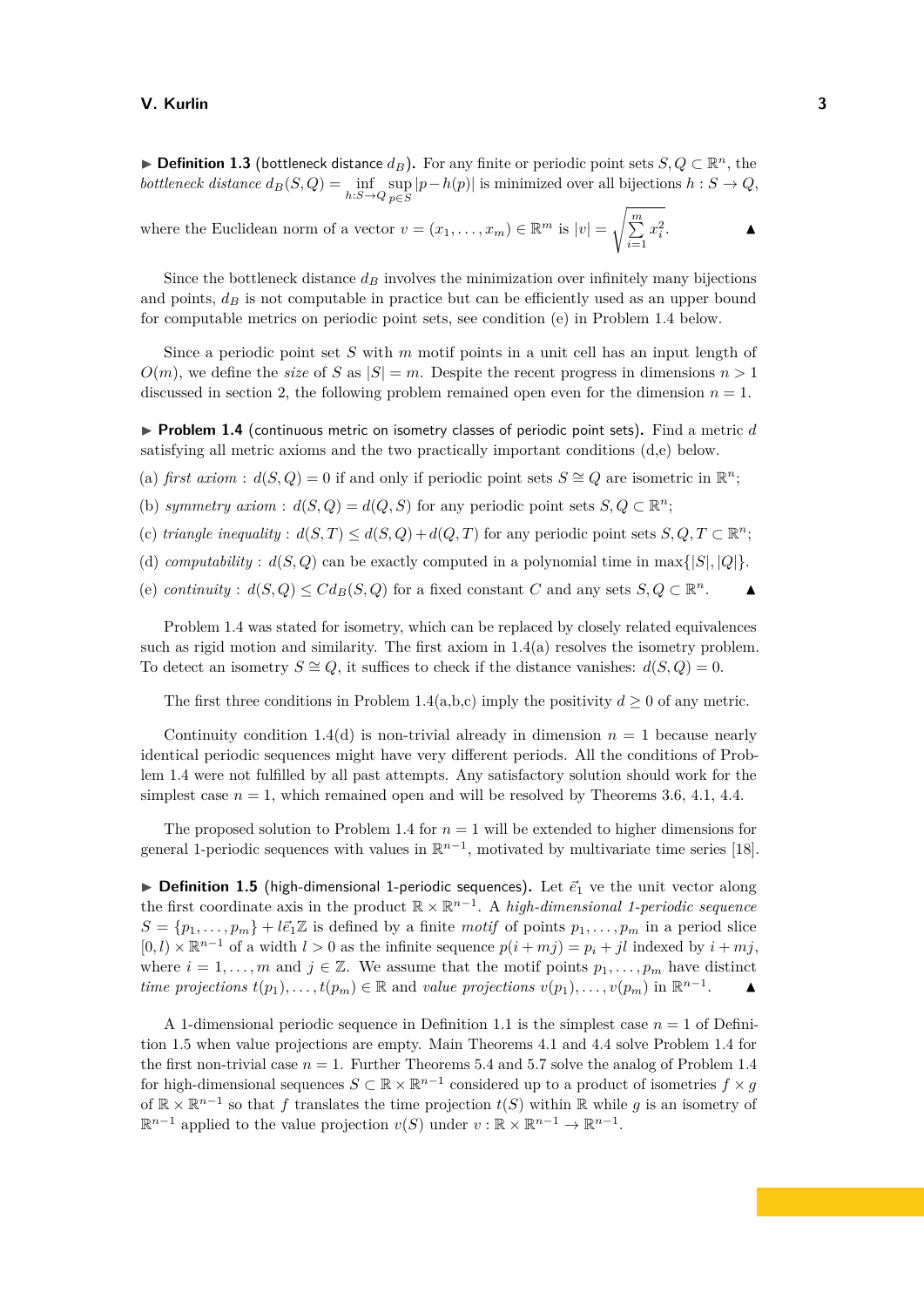▶ **Definition 1.3** (bottleneck distance $d_B$)**.** For any finite or periodic point sets $S, Q \subset \mathbb{R}^n$, the *bottleneck distance* $d_B(S,Q) = \inf\limits_{h:S\to Q} \sup\limits_{p\in S} |p - h(p)|$ is minimized over all bijections $h : S \to Q$, where the Euclidean norm of a vector $v = (x_1, \dots, x_m) \in \mathbb{R}^m$ is $|v| = \sqrt{\sum\limits_{i=1}^{m} x_i^2}$. ▲

Since the bottleneck distance $d_B$ involves the minimization over infinitely many bijections and points, $d_B$ is not computable in practice but can be efficiently used as an upper bound for computable metrics on periodic point sets, see condition (e) in Problem 1.4 below.

Since a periodic point set $S$ with $m$ motif points in a unit cell has an input length of $O(m)$, we define the *size* of $S$ as $|S| = m$. Despite the recent progress in dimensions $n > 1$ discussed in section 2, the following problem remained open even for the dimension $n = 1$.

▶ **Problem 1.4** (continuous metric on isometry classes of periodic point sets)**.** Find a metric $d$ satisfying all metric axioms and the two practically important conditions (d,e) below.

(a) *first axiom* : $d(S,Q) = 0$ if and only if periodic point sets $S \cong Q$ are isometric in $\mathbb{R}^n$;

(b) *symmetry axiom* : $d(S,Q) = d(Q,S)$ for any periodic point sets $S, Q \subset \mathbb{R}^n$;

(c) *triangle inequality* : $d(S,T) \le d(S,Q) + d(Q,T)$ for any periodic point sets $S, Q, T \subset \mathbb{R}^n$;

(d) *computability* : $d(S,Q)$ can be exactly computed in a polynomial time in $\max\{|S|, |Q|\}$.

(e) *continuity* : $d(S,Q) \le C d_B(S,Q)$ for a fixed constant $C$ and any sets $S, Q \subset \mathbb{R}^n$. ▲

Problem 1.4 was stated for isometry, which can be replaced by closely related equivalences such as rigid motion and similarity. The first axiom in 1.4(a) resolves the isometry problem. To detect an isometry $S \cong Q$, it suffices to check if the distance vanishes: $d(S,Q) = 0$.

The first three conditions in Problem 1.4(a,b,c) imply the positivity $d \ge 0$ of any metric.

Continuity condition 1.4(d) is non-trivial already in dimension $n = 1$ because nearly identical periodic sequences might have very different periods. All the conditions of Problem 1.4 were not fulfilled by all past attempts. Any satisfactory solution should work for the simplest case $n = 1$, which remained open and will be resolved by Theorems 3.6, 4.1, 4.4.

The proposed solution to Problem 1.4 for $n = 1$ will be extended to higher dimensions for general 1-periodic sequences with values in $\mathbb{R}^{n-1}$, motivated by multivariate time series [18].

▶ **Definition 1.5** (high-dimensional 1-periodic sequences)**.** Let $\vec{e}_1$ ve the unit vector along the first coordinate axis in the product $\mathbb{R} \times \mathbb{R}^{n-1}$. A *high-dimensional 1-periodic sequence* $S = \{p_1, \dots, p_m\} + l\vec{e}_1\mathbb{Z}$ is defined by a finite *motif* of points $p_1, \dots, p_m$ in a period slice $[0, l) \times \mathbb{R}^{n-1}$ of a width $l > 0$ as the infinite sequence $p(i + mj) = p_i + jl$ indexed by $i + mj$, where $i = 1, \dots, m$ and $j \in \mathbb{Z}$. We assume that the motif points $p_1, \dots, p_m$ have distinct *time projections* $t(p_1), \dots, t(p_m) \in \mathbb{R}$ and *value projections* $v(p_1), \dots, v(p_m)$ in $\mathbb{R}^{n-1}$. ▲

A 1-dimensional periodic sequence in Definition 1.1 is the simplest case $n = 1$ of Definition 1.5 when value projections are empty. Main Theorems 4.1 and 4.4 solve Problem 1.4 for the first non-trivial case $n = 1$. Further Theorems 5.4 and 5.7 solve the analog of Problem 1.4 for high-dimensional sequences $S \subset \mathbb{R} \times \mathbb{R}^{n-1}$ considered up to a product of isometries $f \times g$ of $\mathbb{R} \times \mathbb{R}^{n-1}$ so that $f$ translates the time projection $t(S)$ within $\mathbb{R}$ while $g$ is an isometry of $\mathbb{R}^{n-1}$ applied to the value projection $v(S)$ under $v : \mathbb{R} \times \mathbb{R}^{n-1} \to \mathbb{R}^{n-1}$.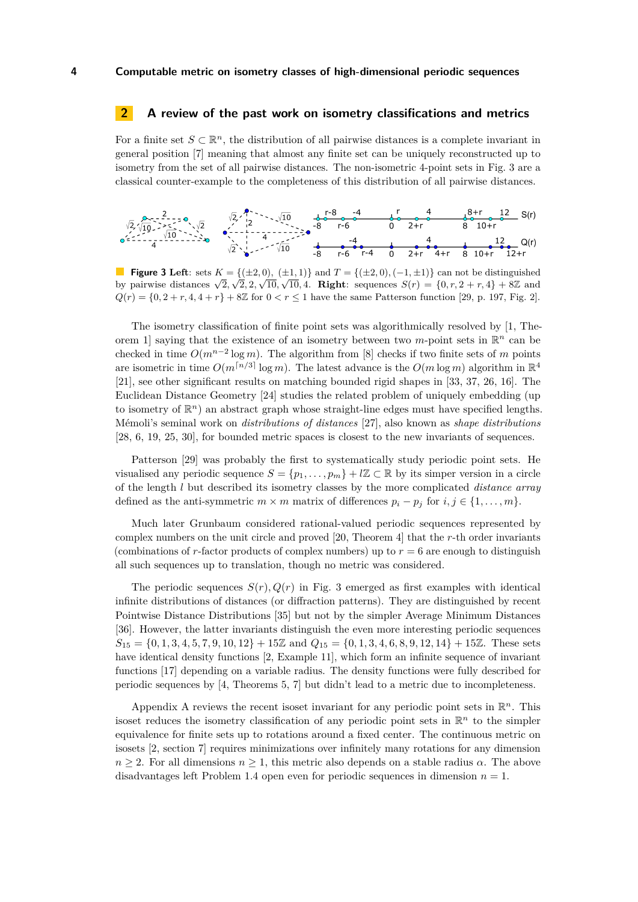## 2 A review of the past work on isometry classifications and metrics

For a finite set $S \subset \mathbb{R}^n$, the distribution of all pairwise distances is a complete invariant in general position [7] meaning that almost any finite set can be uniquely reconstructed up to isometry from the set of all pairwise distances. The non-isometric 4-point sets in Fig. 3 are a classical counter-example to the completeness of this distribution of all pairwise distances.

**Figure 3 Left**: sets $K = \{(\pm 2, 0),\ (\pm 1, 1)\}$ and $T = \{(\pm 2, 0), (-1, \pm 1)\}$ can not be distinguished by pairwise distances $\sqrt{2}, \sqrt{2}, 2, \sqrt{10}, \sqrt{10}, 4$. **Right**: sequences $S(r) = \{0, r, 2 + r, 4\} + 8\mathbb{Z}$ and $Q(r) = \{0, 2 + r, 4, 4 + r\} + 8\mathbb{Z}$ for $0 < r \leq 1$ have the same Patterson function [29, p. 197, Fig. 2].

The isometry classification of finite point sets was algorithmically resolved by [1, Theorem 1] saying that the existence of an isometry between two $m$-point sets in $\mathbb{R}^n$ can be checked in time $O(m^{n-2} \log m)$. The algorithm from [8] checks if two finite sets of $m$ points are isometric in time $O(m^{\lceil n/3 \rceil} \log m)$. The latest advance is the $O(m \log m)$ algorithm in $\mathbb{R}^4$ [21], see other significant results on matching bounded rigid shapes in [33, 37, 26, 16]. The Euclidean Distance Geometry [24] studies the related problem of uniquely embedding (up to isometry of $\mathbb{R}^n$) an abstract graph whose straight-line edges must have specified lengths. Mémoli's seminal work on *distributions of distances* [27], also known as *shape distributions* [28, 6, 19, 25, 30], for bounded metric spaces is closest to the new invariants of sequences.

Patterson [29] was probably the first to systematically study periodic point sets. He visualised any periodic sequence $S = \{p_1, \ldots, p_m\} + l\mathbb{Z} \subset \mathbb{R}$ by its simper version in a circle of the length $l$ but described its isometry classes by the more complicated *distance array* defined as the anti-symmetric $m \times m$ matrix of differences $p_i - p_j$ for $i, j \in \{1, \ldots, m\}$.

Much later Grunbaum considered rational-valued periodic sequences represented by complex numbers on the unit circle and proved [20, Theorem 4] that the $r$-th order invariants (combinations of $r$-factor products of complex numbers) up to $r = 6$ are enough to distinguish all such sequences up to translation, though no metric was considered.

The periodic sequences $S(r), Q(r)$ in Fig. 3 emerged as first examples with identical infinite distributions of distances (or diffraction patterns). They are distinguished by recent Pointwise Distance Distributions [35] but not by the simpler Average Minimum Distances [36]. However, the latter invariants distinguish the even more interesting periodic sequences $S_{15} = \{0, 1, 3, 4, 5, 7, 9, 10, 12\} + 15\mathbb{Z}$ and $Q_{15} = \{0, 1, 3, 4, 6, 8, 9, 12, 14\} + 15\mathbb{Z}$. These sets have identical density functions [2, Example 11], which form an infinite sequence of invariant functions [17] depending on a variable radius. The density functions were fully described for periodic sequences by [4, Theorems 5, 7] but didn't lead to a metric due to incompleteness.

Appendix A reviews the recent isoset invariant for any periodic point sets in $\mathbb{R}^n$. This isoset reduces the isometry classification of any periodic point sets in $\mathbb{R}^n$ to the simpler equivalence for finite sets up to rotations around a fixed center. The continuous metric on isosets [2, section 7] requires minimizations over infinitely many rotations for any dimension $n \geq 2$. For all dimensions $n \geq 1$, this metric also depends on a stable radius $\alpha$. The above disadvantages left Problem 1.4 open even for periodic sequences in dimension $n = 1$.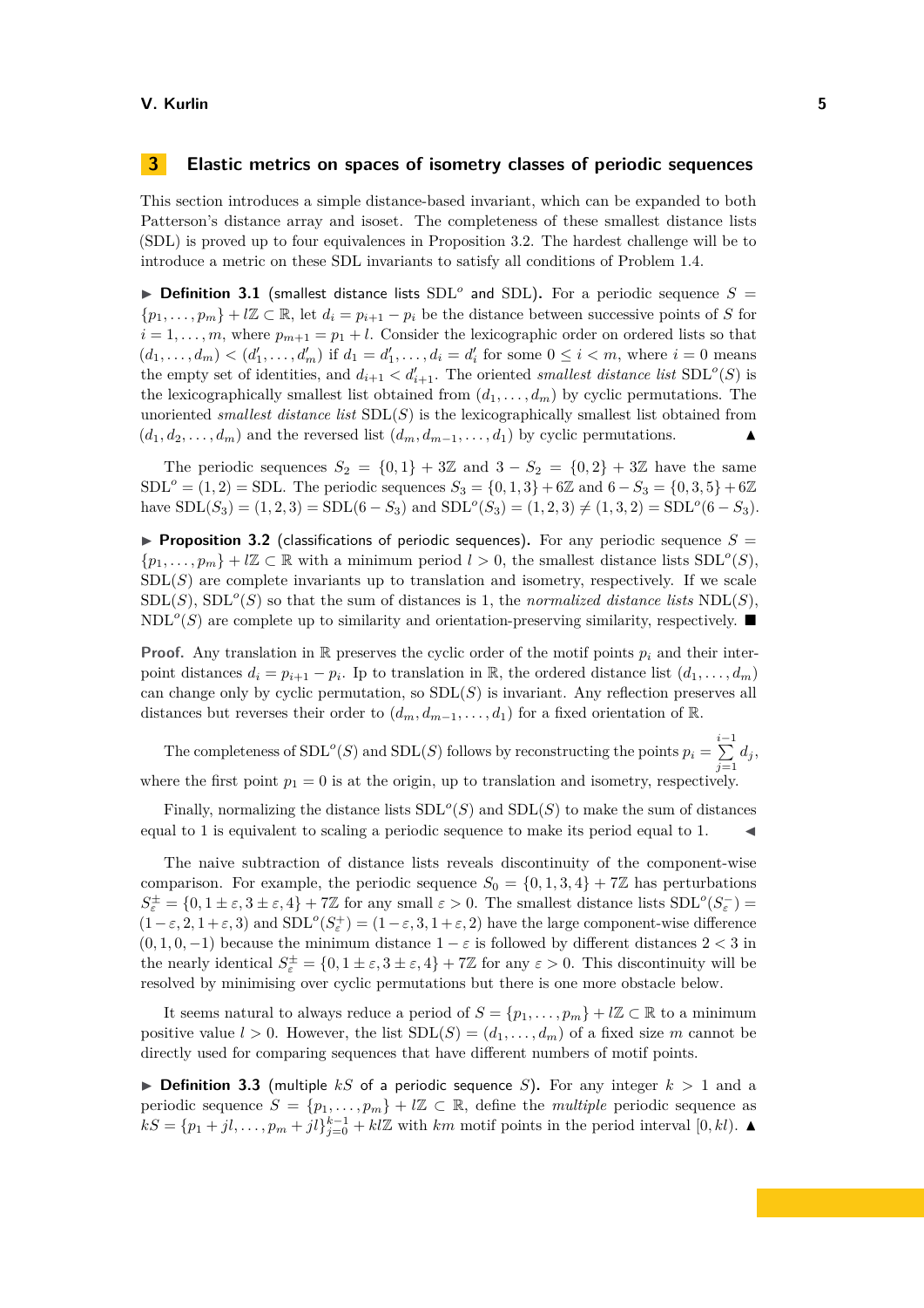## 3 Elastic metrics on spaces of isometry classes of periodic sequences

This section introduces a simple distance-based invariant, which can be expanded to both Patterson's distance array and isoset. The completeness of these smallest distance lists (SDL) is proved up to four equivalences in Proposition 3.2. The hardest challenge will be to introduce a metric on these SDL invariants to satisfy all conditions of Problem 1.4.

▶ **Definition 3.1** (smallest distance lists $\mathrm{SDL}^o$ and SDL)**.** For a periodic sequence $S = \{p_1,\dots,p_m\} + l\mathbb{Z} \subset \mathbb{R}$, let $d_i = p_{i+1} - p_i$ be the distance between successive points of $S$ for $i = 1,\dots,m$, where $p_{m+1} = p_1 + l$. Consider the lexicographic order on ordered lists so that $(d_1,\dots,d_m) < (d'_1,\dots,d'_m)$ if $d_1 = d'_1,\dots,d_i = d'_i$ for some $0 \le i < m$, where $i = 0$ means the empty set of identities, and $d_{i+1} < d'_{i+1}$. The oriented *smallest distance list* $\mathrm{SDL}^o(S)$ is the lexicographically smallest list obtained from $(d_1,\dots,d_m)$ by cyclic permutations. The unoriented *smallest distance list* $\mathrm{SDL}(S)$ is the lexicographically smallest list obtained from $(d_1,d_2,\dots,d_m)$ and the reversed list $(d_m,d_{m-1},\dots,d_1)$ by cyclic permutations. ▲

The periodic sequences $S_2 = \{0,1\} + 3\mathbb{Z}$ and $3 - S_2 = \{0,2\} + 3\mathbb{Z}$ have the same $\mathrm{SDL}^o = (1,2) = \mathrm{SDL}$. The periodic sequences $S_3 = \{0,1,3\} + 6\mathbb{Z}$ and $6 - S_3 = \{0,3,5\} + 6\mathbb{Z}$ have $\mathrm{SDL}(S_3) = (1,2,3) = \mathrm{SDL}(6 - S_3)$ and $\mathrm{SDL}^o(S_3) = (1,2,3) \neq (1,3,2) = \mathrm{SDL}^o(6 - S_3)$.

▶ **Proposition 3.2** (classifications of periodic sequences)**.** For any periodic sequence $S = \{p_1,\dots,p_m\} + l\mathbb{Z} \subset \mathbb{R}$ with a minimum period $l > 0$, the smallest distance lists $\mathrm{SDL}^o(S)$, $\mathrm{SDL}(S)$ are complete invariants up to translation and isometry, respectively. If we scale $\mathrm{SDL}(S)$, $\mathrm{SDL}^o(S)$ so that the sum of distances is 1, the *normalized distance lists* $\mathrm{NDL}(S)$, $\mathrm{NDL}^o(S)$ are complete up to similarity and orientation-preserving similarity, respectively. ■

**Proof.** Any translation in $\mathbb{R}$ preserves the cyclic order of the motif points $p_i$ and their inter-point distances $d_i = p_{i+1} - p_i$. Ip to translation in $\mathbb{R}$, the ordered distance list $(d_1,\dots,d_m)$ can change only by cyclic permutation, so $\mathrm{SDL}(S)$ is invariant. Any reflection preserves all distances but reverses their order to $(d_m,d_{m-1},\dots,d_1)$ for a fixed orientation of $\mathbb{R}$.

The completeness of $\mathrm{SDL}^o(S)$ and $\mathrm{SDL}(S)$ follows by reconstructing the points $p_i = \sum\limits_{j=1}^{i-1} d_j$, where the first point $p_1 = 0$ is at the origin, up to translation and isometry, respectively.

Finally, normalizing the distance lists $\mathrm{SDL}^o(S)$ and $\mathrm{SDL}(S)$ to make the sum of distances equal to 1 is equivalent to scaling a periodic sequence to make its period equal to 1. ◀

The naive subtraction of distance lists reveals discontinuity of the component-wise comparison. For example, the periodic sequence $S_0 = \{0,1,3,4\} + 7\mathbb{Z}$ has perturbations $S^{\pm}_{\varepsilon} = \{0, 1\pm\varepsilon, 3\pm\varepsilon, 4\} + 7\mathbb{Z}$ for any small $\varepsilon > 0$. The smallest distance lists $\mathrm{SDL}^o(S^-_{\varepsilon}) = (1-\varepsilon, 2, 1+\varepsilon, 3)$ and $\mathrm{SDL}^o(S^+_{\varepsilon}) = (1-\varepsilon, 3, 1+\varepsilon, 2)$ have the large component-wise difference $(0,1,0,-1)$ because the minimum distance $1-\varepsilon$ is followed by different distances $2 < 3$ in the nearly identical $S^{\pm}_{\varepsilon} = \{0, 1\pm\varepsilon, 3\pm\varepsilon, 4\} + 7\mathbb{Z}$ for any $\varepsilon > 0$. This discontinuity will be resolved by minimising over cyclic permutations but there is one more obstacle below.

It seems natural to always reduce a period of $S = \{p_1,\dots,p_m\} + l\mathbb{Z} \subset \mathbb{R}$ to a minimum positive value $l > 0$. However, the list $\mathrm{SDL}(S) = (d_1,\dots,d_m)$ of a fixed size $m$ cannot be directly used for comparing sequences that have different numbers of motif points.

▶ **Definition 3.3** (multiple $kS$ of a periodic sequence $S$)**.** For any integer $k > 1$ and a periodic sequence $S = \{p_1,\dots,p_m\} + l\mathbb{Z} \subset \mathbb{R}$, define the *multiple* periodic sequence as $kS = \{p_1 + jl,\dots,p_m + jl\}_{j=0}^{k-1} + kl\mathbb{Z}$ with $km$ motif points in the period interval $[0,kl)$. ▲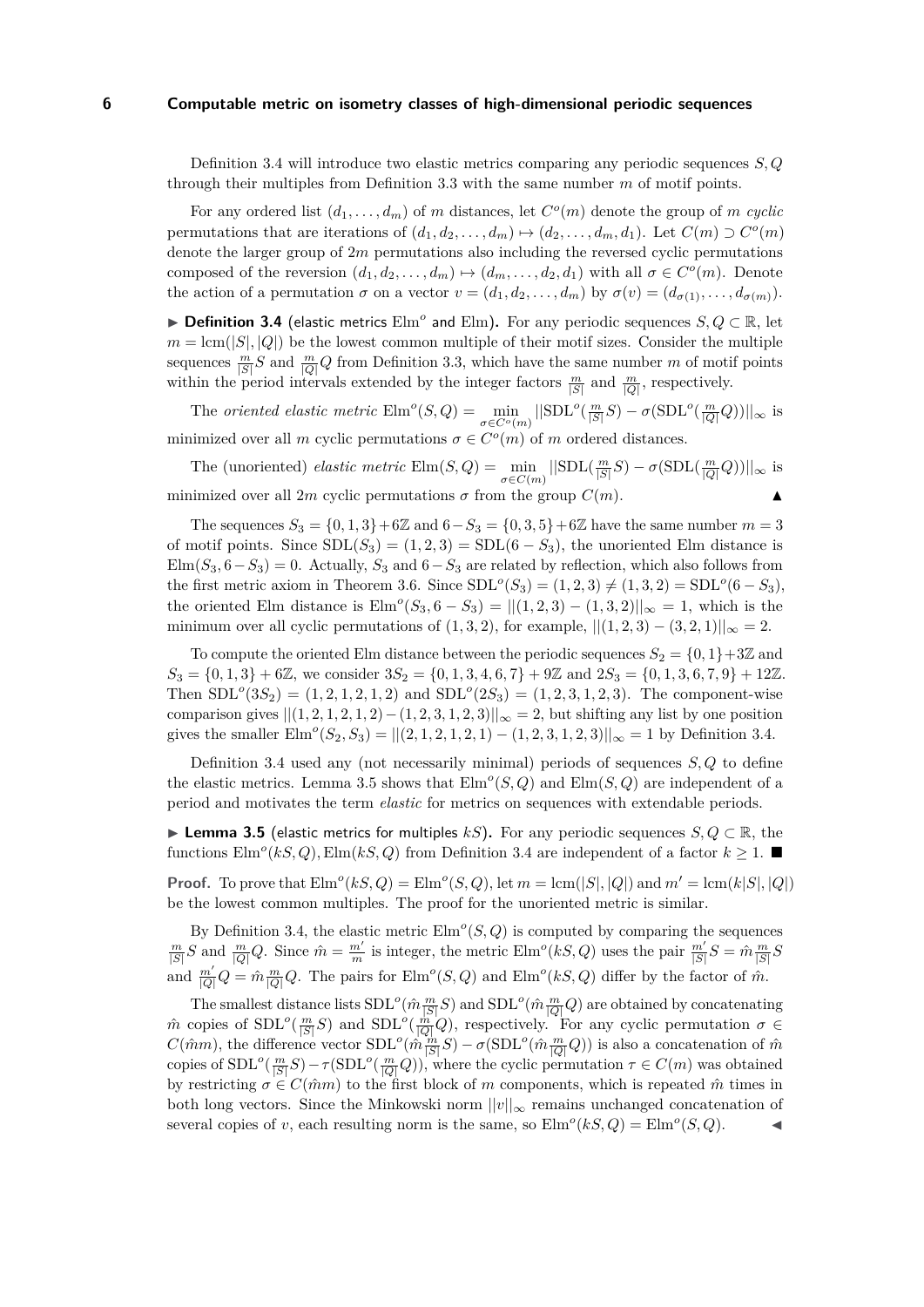Definition 3.4 will introduce two elastic metrics comparing any periodic sequences $S, Q$ through their multiples from Definition 3.3 with the same number $m$ of motif points.

For any ordered list $(d_1, \dots, d_m)$ of $m$ distances, let $C^o(m)$ denote the group of $m$ *cyclic* permutations that are iterations of $(d_1, d_2, \dots, d_m) \mapsto (d_2, \dots, d_m, d_1)$. Let $C(m) \supset C^o(m)$ denote the larger group of $2m$ permutations also including the reversed cyclic permutations composed of the reversion $(d_1, d_2, \dots, d_m) \mapsto (d_m, \dots, d_2, d_1)$ with all $\sigma \in C^o(m)$. Denote the action of a permutation $\sigma$ on a vector $v = (d_1, d_2, \dots, d_m)$ by $\sigma(v) = (d_{\sigma(1)}, \dots, d_{\sigma(m)})$.

▶ **Definition 3.4** (elastic metrics $\mathrm{Elm}^o$ and $\mathrm{Elm}$)**.** For any periodic sequences $S, Q \subset \mathbb{R}$, let $m = \mathrm{lcm}(|S|, |Q|)$ be the lowest common multiple of their motif sizes. Consider the multiple sequences $\frac{m}{|S|}S$ and $\frac{m}{|Q|}Q$ from Definition 3.3, which have the same number $m$ of motif points within the period intervals extended by the integer factors $\frac{m}{|S|}$ and $\frac{m}{|Q|}$, respectively.

The *oriented elastic metric* $\mathrm{Elm}^o(S, Q) = \min\limits_{\sigma \in C^o(m)} ||\mathrm{SDL}^o(\frac{m}{|S|}S) - \sigma(\mathrm{SDL}^o(\frac{m}{|Q|}Q))||_\infty$ is minimized over all $m$ cyclic permutations $\sigma \in C^o(m)$ of $m$ ordered distances.

The (unoriented) *elastic metric* $\mathrm{Elm}(S, Q) = \min\limits_{\sigma \in C(m)} ||\mathrm{SDL}(\frac{m}{|S|}S) - \sigma(\mathrm{SDL}(\frac{m}{|Q|}Q))||_\infty$ is minimized over all $2m$ cyclic permutations $\sigma$ from the group $C(m)$. ▲

The sequences $S_3 = \{0, 1, 3\} + 6\mathbb{Z}$ and $6 - S_3 = \{0, 3, 5\} + 6\mathbb{Z}$ have the same number $m = 3$ of motif points. Since $\mathrm{SDL}(S_3) = (1, 2, 3) = \mathrm{SDL}(6 - S_3)$, the unoriented Elm distance is $\mathrm{Elm}(S_3, 6 - S_3) = 0$. Actually, $S_3$ and $6 - S_3$ are related by reflection, which also follows from the first metric axiom in Theorem 3.6. Since $\mathrm{SDL}^o(S_3) = (1, 2, 3) \neq (1, 3, 2) = \mathrm{SDL}^o(6 - S_3)$, the oriented Elm distance is $\mathrm{Elm}^o(S_3, 6 - S_3) = ||(1, 2, 3) - (1, 3, 2)||_\infty = 1$, which is the minimum over all cyclic permutations of $(1, 3, 2)$, for example, $||(1, 2, 3) - (3, 2, 1)||_\infty = 2$.

To compute the oriented Elm distance between the periodic sequences $S_2 = \{0, 1\} + 3\mathbb{Z}$ and $S_3 = \{0, 1, 3\} + 6\mathbb{Z}$, we consider $3S_2 = \{0, 1, 3, 4, 6, 7\} + 9\mathbb{Z}$ and $2S_3 = \{0, 1, 3, 6, 7, 9\} + 12\mathbb{Z}$. Then $\mathrm{SDL}^o(3S_2) = (1, 2, 1, 2, 1, 2)$ and $\mathrm{SDL}^o(2S_3) = (1, 2, 3, 1, 2, 3)$. The component-wise comparison gives $||(1, 2, 1, 2, 1, 2) - (1, 2, 3, 1, 2, 3)||_\infty = 2$, but shifting any list by one position gives the smaller $\mathrm{Elm}^o(S_2, S_3) = ||(2, 1, 2, 1, 2, 1) - (1, 2, 3, 1, 2, 3)||_\infty = 1$ by Definition 3.4.

Definition 3.4 used any (not necessarily minimal) periods of sequences $S, Q$ to define the elastic metrics. Lemma 3.5 shows that $\mathrm{Elm}^o(S, Q)$ and $\mathrm{Elm}(S, Q)$ are independent of a period and motivates the term *elastic* for metrics on sequences with extendable periods.

▶ **Lemma 3.5** (elastic metrics for multiples $kS$)**.** For any periodic sequences $S, Q \subset \mathbb{R}$, the functions $\mathrm{Elm}^o(kS, Q), \mathrm{Elm}(kS, Q)$ from Definition 3.4 are independent of a factor $k \geq 1$. ■

**Proof.** To prove that $\mathrm{Elm}^o(kS, Q) = \mathrm{Elm}^o(S, Q)$, let $m = \mathrm{lcm}(|S|, |Q|)$ and $m' = \mathrm{lcm}(k|S|, |Q|)$ be the lowest common multiples. The proof for the unoriented metric is similar.

By Definition 3.4, the elastic metric $\mathrm{Elm}^o(S, Q)$ is computed by comparing the sequences $\frac{m}{|S|}S$ and $\frac{m}{|Q|}Q$. Since $\hat{m} = \frac{m'}{m}$ is integer, the metric $\mathrm{Elm}^o(kS, Q)$ uses the pair $\frac{m'}{|S|}S = \hat{m}\frac{m}{|S|}S$ and $\frac{m'}{|Q|}Q = \hat{m}\frac{m}{|Q|}Q$. The pairs for $\mathrm{Elm}^o(S, Q)$ and $\mathrm{Elm}^o(kS, Q)$ differ by the factor of $\hat{m}$.

The smallest distance lists $\mathrm{SDL}^o(\hat{m}\frac{m}{|S|}S)$ and $\mathrm{SDL}^o(\hat{m}\frac{m}{|Q|}Q)$ are obtained by concatenating $\hat{m}$ copies of $\mathrm{SDL}^o(\frac{m}{|S|}S)$ and $\mathrm{SDL}^o(\frac{m}{|Q|}Q)$, respectively. For any cyclic permutation $\sigma \in C(\hat{m}m)$, the difference vector $\mathrm{SDL}^o(\hat{m}\frac{m}{|S|}S) - \sigma(\mathrm{SDL}^o(\hat{m}\frac{m}{|Q|}Q))$ is also a concatenation of $\hat{m}$ copies of $\mathrm{SDL}^o(\frac{m}{|S|}S) - \tau(\mathrm{SDL}^o(\frac{m}{|Q|}Q))$, where the cyclic permutation $\tau \in C(m)$ was obtained by restricting $\sigma \in C(\hat{m}m)$ to the first block of $m$ components, which is repeated $\hat{m}$ times in both long vectors. Since the Minkowski norm $||v||_\infty$ remains unchanged concatenation of several copies of $v$, each resulting norm is the same, so $\mathrm{Elm}^o(kS, Q) = \mathrm{Elm}^o(S, Q)$. ◀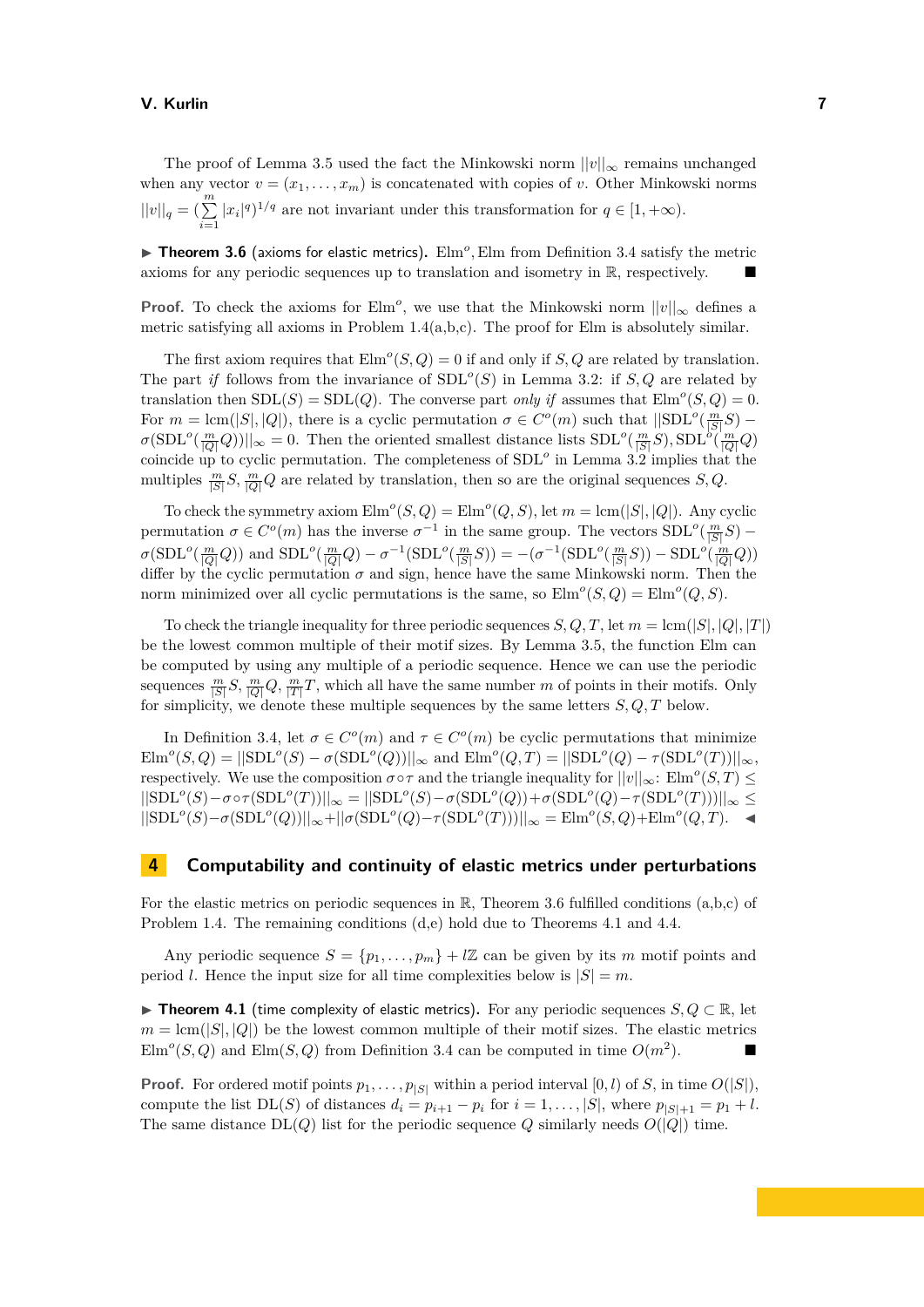The proof of Lemma 3.5 used the fact the Minkowski norm $||v||_\infty$ remains unchanged when any vector $v = (x_1, \dots, x_m)$ is concatenated with copies of $v$. Other Minkowski norms $||v||_q = (\sum\limits_{i=1}^{m} |x_i|^q)^{1/q}$ are not invariant under this transformation for $q \in [1, +\infty)$.

▶ **Theorem 3.6** (axioms for elastic metrics). $\mathrm{Elm}^o, \mathrm{Elm}$ from Definition 3.4 satisfy the metric axioms for any periodic sequences up to translation and isometry in $\mathbb{R}$, respectively. ■

**Proof.** To check the axioms for $\mathrm{Elm}^o$, we use that the Minkowski norm $||v||_\infty$ defines a metric satisfying all axioms in Problem 1.4(a,b,c). The proof for Elm is absolutely similar.

The first axiom requires that $\mathrm{Elm}^o(S, Q) = 0$ if and only if $S, Q$ are related by translation. The part *if* follows from the invariance of $\mathrm{SDL}^o(S)$ in Lemma 3.2: if $S, Q$ are related by translation then $\mathrm{SDL}(S) = \mathrm{SDL}(Q)$. The converse part *only if* assumes that $\mathrm{Elm}^o(S, Q) = 0$. For $m = \mathrm{lcm}(|S|, |Q|)$, there is a cyclic permutation $\sigma \in C^o(m)$ such that $||\mathrm{SDL}^o(\frac{m}{|S|}S) - \sigma(\mathrm{SDL}^o(\frac{m}{|Q|}Q))||_\infty = 0$. Then the oriented smallest distance lists $\mathrm{SDL}^o(\frac{m}{|S|}S), \mathrm{SDL}^o(\frac{m}{|Q|}Q)$ coincide up to cyclic permutation. The completeness of $\mathrm{SDL}^o$ in Lemma 3.2 implies that the multiples $\frac{m}{|S|}S, \frac{m}{|Q|}Q$ are related by translation, then so are the original sequences $S, Q$.

To check the symmetry axiom $\mathrm{Elm}^o(S, Q) = \mathrm{Elm}^o(Q, S)$, let $m = \mathrm{lcm}(|S|, |Q|)$. Any cyclic permutation $\sigma \in C^o(m)$ has the inverse $\sigma^{-1}$ in the same group. The vectors $\mathrm{SDL}^o(\frac{m}{|S|}S) - \sigma(\mathrm{SDL}^o(\frac{m}{|Q|}Q))$ and $\mathrm{SDL}^o(\frac{m}{|Q|}Q) - \sigma^{-1}(\mathrm{SDL}^o(\frac{m}{|S|}S)) = -(\sigma^{-1}(\mathrm{SDL}^o(\frac{m}{|S|}S)) - \mathrm{SDL}^o(\frac{m}{|Q|}Q))$ differ by the cyclic permutation $\sigma$ and sign, hence have the same Minkowski norm. Then the norm minimized over all cyclic permutations is the same, so $\mathrm{Elm}^o(S, Q) = \mathrm{Elm}^o(Q, S)$.

To check the triangle inequality for three periodic sequences $S, Q, T$, let $m = \mathrm{lcm}(|S|, |Q|, |T|)$ be the lowest common multiple of their motif sizes. By Lemma 3.5, the function Elm can be computed by using any multiple of a periodic sequence. Hence we can use the periodic sequences $\frac{m}{|S|}S, \frac{m}{|Q|}Q, \frac{m}{|T|}T$, which all have the same number $m$ of points in their motifs. Only for simplicity, we denote these multiple sequences by the same letters $S, Q, T$ below.

In Definition 3.4, let $\sigma \in C^o(m)$ and $\tau \in C^o(m)$ be cyclic permutations that minimize $\mathrm{Elm}^o(S, Q) = ||\mathrm{SDL}^o(S) - \sigma(\mathrm{SDL}^o(Q))||_\infty$ and $\mathrm{Elm}^o(Q, T) = ||\mathrm{SDL}^o(Q) - \tau(\mathrm{SDL}^o(T))||_\infty$, respectively. We use the composition $\sigma \circ \tau$ and the triangle inequality for $||v||_\infty$: $\mathrm{Elm}^o(S, T) \leq ||\mathrm{SDL}^o(S) - \sigma\circ\tau(\mathrm{SDL}^o(T))||_\infty = ||\mathrm{SDL}^o(S) - \sigma(\mathrm{SDL}^o(Q)) + \sigma(\mathrm{SDL}^o(Q) - \tau(\mathrm{SDL}^o(T)))||_\infty \leq ||\mathrm{SDL}^o(S) - \sigma(\mathrm{SDL}^o(Q))||_\infty + ||\sigma(\mathrm{SDL}^o(Q) - \tau(\mathrm{SDL}^o(T)))||_\infty = \mathrm{Elm}^o(S, Q) + \mathrm{Elm}^o(Q, T)$. ◀

## 4 Computability and continuity of elastic metrics under perturbations

For the elastic metrics on periodic sequences in $\mathbb{R}$, Theorem 3.6 fulfilled conditions (a,b,c) of Problem 1.4. The remaining conditions (d,e) hold due to Theorems 4.1 and 4.4.

Any periodic sequence $S = \{p_1, \dots, p_m\} + l\mathbb{Z}$ can be given by its $m$ motif points and period $l$. Hence the input size for all time complexities below is $|S| = m$.

▶ **Theorem 4.1** (time complexity of elastic metrics). For any periodic sequences $S, Q \subset \mathbb{R}$, let $m = \mathrm{lcm}(|S|, |Q|)$ be the lowest common multiple of their motif sizes. The elastic metrics $\mathrm{Elm}^o(S, Q)$ and $\mathrm{Elm}(S, Q)$ from Definition 3.4 can be computed in time $O(m^2)$. ■

**Proof.** For ordered motif points $p_1, \dots, p_{|S|}$ within a period interval $[0, l)$ of $S$, in time $O(|S|)$, compute the list $\mathrm{DL}(S)$ of distances $d_i = p_{i+1} - p_i$ for $i = 1, \dots, |S|$, where $p_{|S|+1} = p_1 + l$. The same distance $\mathrm{DL}(Q)$ list for the periodic sequence $Q$ similarly needs $O(|Q|)$ time.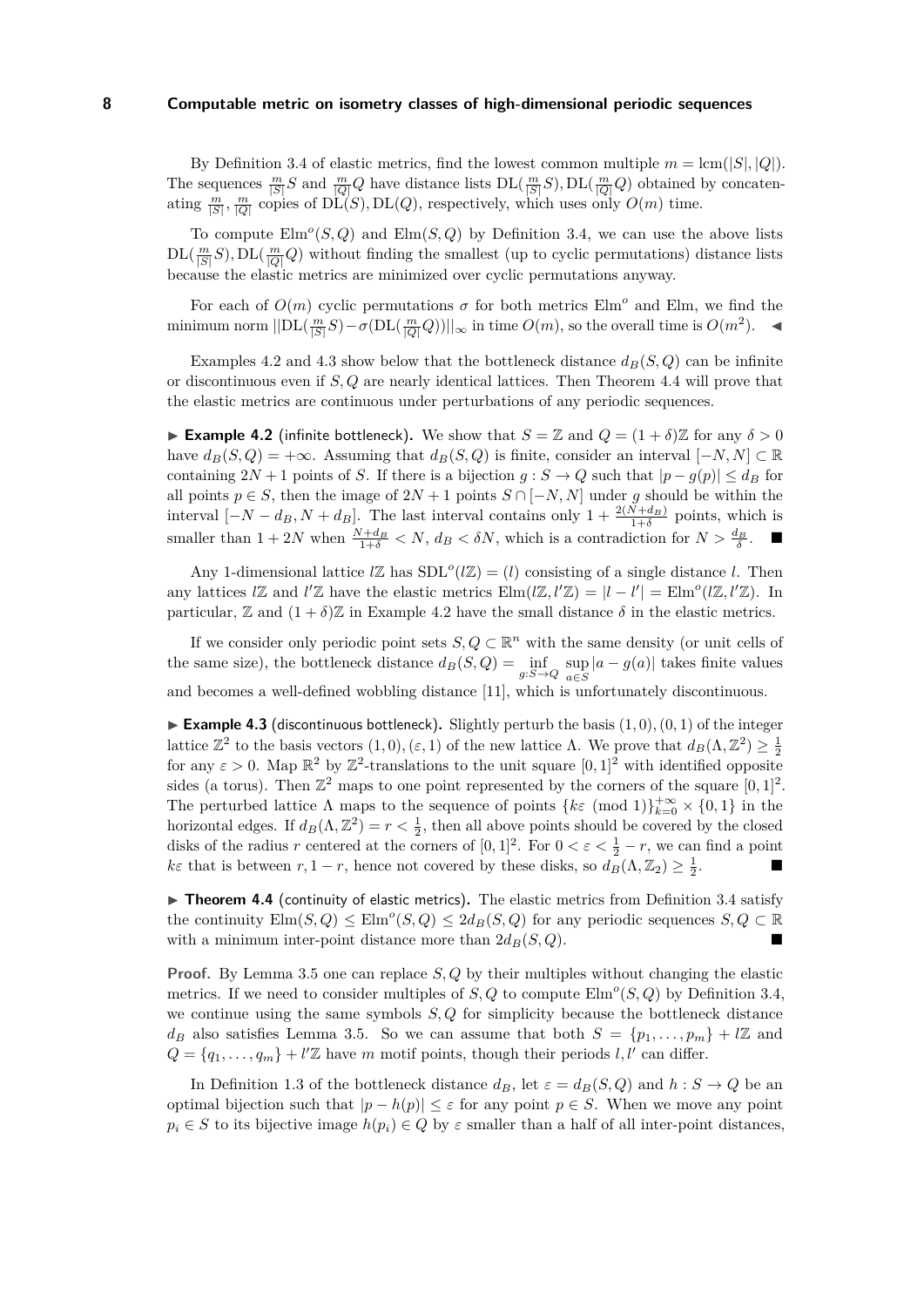By Definition 3.4 of elastic metrics, find the lowest common multiple $m = \text{lcm}(|S|, |Q|)$. The sequences $\frac{m}{|S|}S$ and $\frac{m}{|Q|}Q$ have distance lists $\text{DL}(\frac{m}{|S|}S), \text{DL}(\frac{m}{|Q|}Q)$ obtained by concatenating $\frac{m}{|S|}, \frac{m}{|Q|}$ copies of $\text{DL}(S), \text{DL}(Q)$, respectively, which uses only $O(m)$ time.

To compute $\text{Elm}^o(S, Q)$ and $\text{Elm}(S, Q)$ by Definition 3.4, we can use the above lists $\text{DL}(\frac{m}{|S|}S), \text{DL}(\frac{m}{|Q|}Q)$ without finding the smallest (up to cyclic permutations) distance lists because the elastic metrics are minimized over cyclic permutations anyway.

For each of $O(m)$ cyclic permutations $\sigma$ for both metrics $\text{Elm}^o$ and Elm, we find the minimum norm $||\text{DL}(\frac{m}{|S|}S) - \sigma(\text{DL}(\frac{m}{|Q|}Q))||_\infty$ in time $O(m)$, so the overall time is $O(m^2)$. ◀

Examples 4.2 and 4.3 show below that the bottleneck distance $d_B(S, Q)$ can be infinite or discontinuous even if $S, Q$ are nearly identical lattices. Then Theorem 4.4 will prove that the elastic metrics are continuous under perturbations of any periodic sequences.

▶ **Example 4.2** (infinite bottleneck)**.** We show that $S = \mathbb{Z}$ and $Q = (1 + \delta)\mathbb{Z}$ for any $\delta > 0$ have $d_B(S, Q) = +\infty$. Assuming that $d_B(S, Q)$ is finite, consider an interval $[-N, N] \subset \mathbb{R}$ containing $2N + 1$ points of $S$. If there is a bijection $g : S \to Q$ such that $|p - g(p)| \le d_B$ for all points $p \in S$, then the image of $2N + 1$ points $S \cap [-N, N]$ under $g$ should be within the interval $[-N - d_B, N + d_B]$. The last interval contains only $1 + \frac{2(N + d_B)}{1+\delta}$ points, which is smaller than $1 + 2N$ when $\frac{N + d_B}{1+\delta} < N$, $d_B < \delta N$, which is a contradiction for $N > \frac{d_B}{\delta}$. ■

Any 1-dimensional lattice $l\mathbb{Z}$ has $\text{SDL}^o(l\mathbb{Z}) = (l)$ consisting of a single distance $l$. Then any lattices $l\mathbb{Z}$ and $l'\mathbb{Z}$ have the elastic metrics $\text{Elm}(l\mathbb{Z}, l'\mathbb{Z}) = |l - l'| = \text{Elm}^o(l\mathbb{Z}, l'\mathbb{Z})$. In particular, $\mathbb{Z}$ and $(1 + \delta)\mathbb{Z}$ in Example 4.2 have the small distance $\delta$ in the elastic metrics.

If we consider only periodic point sets $S, Q \subset \mathbb{R}^n$ with the same density (or unit cells of the same size), the bottleneck distance $d_B(S, Q) = \inf\limits_{g:S \to Q} \sup\limits_{a \in S} |a - g(a)|$ takes finite values and becomes a well-defined wobbling distance [11], which is unfortunately discontinuous.

▶ **Example 4.3** (discontinuous bottleneck)**.** Slightly perturb the basis $(1, 0), (0, 1)$ of the integer lattice $\mathbb{Z}^2$ to the basis vectors $(1, 0), (\varepsilon, 1)$ of the new lattice $\Lambda$. We prove that $d_B(\Lambda, \mathbb{Z}^2) \ge \frac{1}{2}$ for any $\varepsilon > 0$. Map $\mathbb{R}^2$ by $\mathbb{Z}^2$-translations to the unit square $[0, 1]^2$ with identified opposite sides (a torus). Then $\mathbb{Z}^2$ maps to one point represented by the corners of the square $[0, 1]^2$. The perturbed lattice $\Lambda$ maps to the sequence of points $\{k\varepsilon \pmod 1\}_{k=0}^{+\infty} \times \{0, 1\}$ in the horizontal edges. If $d_B(\Lambda, \mathbb{Z}^2) = r < \frac{1}{2}$, then all above points should be covered by the closed disks of the radius $r$ centered at the corners of $[0, 1]^2$. For $0 < \varepsilon < \frac{1}{2} - r$, we can find a point $k\varepsilon$ that is between $r, 1 - r$, hence not covered by these disks, so $d_B(\Lambda, \mathbb{Z}_2) \ge \frac{1}{2}$. ■

▶ **Theorem 4.4** (continuity of elastic metrics)**.** The elastic metrics from Definition 3.4 satisfy the continuity $\text{Elm}(S, Q) \le \text{Elm}^o(S, Q) \le 2d_B(S, Q)$ for any periodic sequences $S, Q \subset \mathbb{R}$ with a minimum inter-point distance more than $2d_B(S, Q)$. ■

**Proof.** By Lemma 3.5 one can replace $S, Q$ by their multiples without changing the elastic metrics. If we need to consider multiples of $S, Q$ to compute $\text{Elm}^o(S, Q)$ by Definition 3.4, we continue using the same symbols $S, Q$ for simplicity because the bottleneck distance $d_B$ also satisfies Lemma 3.5. So we can assume that both $S = \{p_1, \dots, p_m\} + l\mathbb{Z}$ and $Q = \{q_1, \dots, q_m\} + l'\mathbb{Z}$ have $m$ motif points, though their periods $l, l'$ can differ.

In Definition 1.3 of the bottleneck distance $d_B$, let $\varepsilon = d_B(S, Q)$ and $h : S \to Q$ be an optimal bijection such that $|p - h(p)| \le \varepsilon$ for any point $p \in S$. When we move any point $p_i \in S$ to its bijective image $h(p_i) \in Q$ by $\varepsilon$ smaller than a half of all inter-point distances,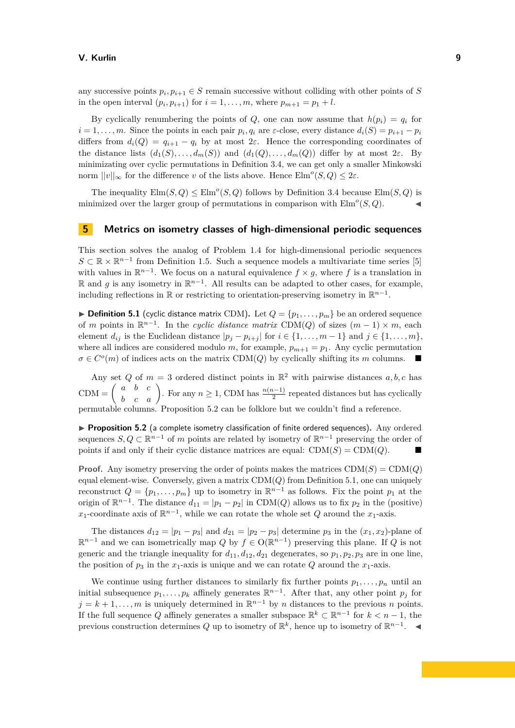any successive points $p_i, p_{i+1} \in S$ remain successive without colliding with other points of $S$ in the open interval $(p_i, p_{i+1})$ for $i = 1, \dots, m$, where $p_{m+1} = p_1 + l$.

By cyclically renumbering the points of $Q$, one can now assume that $h(p_i) = q_i$ for $i = 1, \dots, m$. Since the points in each pair $p_i, q_i$ are $\varepsilon$-close, every distance $d_i(S) = p_{i+1} - p_i$ differs from $d_i(Q) = q_{i+1} - q_i$ by at most $2\varepsilon$. Hence the corresponding coordinates of the distance lists $(d_1(S), \dots, d_m(S))$ and $(d_1(Q), \dots, d_m(Q))$ differ by at most $2\varepsilon$. By minimizating over cyclic permutations in Definition 3.4, we can get only a smaller Minkowski norm $||v||_\infty$ for the difference $v$ of the lists above. Hence $\text{Elm}^o(S, Q) \le 2\varepsilon$.

The inequality $\text{Elm}(S, Q) \le \text{Elm}^o(S, Q)$ follows by Definition 3.4 because $\text{Elm}(S, Q)$ is minimized over the larger group of permutations in comparison with $\text{Elm}^o(S, Q)$. ◀

## 5 Metrics on isometry classes of high-dimensional periodic sequences

This section solves the analog of Problem 1.4 for high-dimensional periodic sequences $S \subset \mathbb{R} \times \mathbb{R}^{n-1}$ from Definition 1.5. Such a sequence models a multivariate time series [5] with values in $\mathbb{R}^{n-1}$. We focus on a natural equivalence $f \times g$, where $f$ is a translation in $\mathbb{R}$ and $g$ is any isometry in $\mathbb{R}^{n-1}$. All results can be adapted to other cases, for example, including reflections in $\mathbb{R}$ or restricting to orientation-preserving isometry in $\mathbb{R}^{n-1}$.

▶ **Definition 5.1** (cyclic distance matrix CDM). Let $Q = \{p_1, \dots, p_m\}$ be an ordered sequence of $m$ points in $\mathbb{R}^{n-1}$. In the *cyclic distance matrix* $\text{CDM}(Q)$ of sizes $(m-1) \times m$, each element $d_{ij}$ is the Euclidean distance $|p_j - p_{i+j}|$ for $i \in \{1, \dots, m-1\}$ and $j \in \{1, \dots, m\}$, where all indices are considered modulo $m$, for example, $p_{m+1} = p_1$. Any cyclic permutation $\sigma \in C^o(m)$ of indices acts on the matrix $\text{CDM}(Q)$ by cyclically shifting its $m$ columns. ■

Any set $Q$ of $m = 3$ ordered distinct points in $\mathbb{R}^2$ with pairwise distances $a, b, c$ has $\text{CDM} = \begin{pmatrix} a & b & c \\ b & c & a \end{pmatrix}$. For any $n \ge 1$, CDM has $\frac{n(n-1)}{2}$ repeated distances but has cyclically permutable columns. Proposition 5.2 can be folklore but we couldn't find a reference.

▶ **Proposition 5.2** (a complete isometry classification of finite ordered sequences). Any ordered sequences $S, Q \subset \mathbb{R}^{n-1}$ of $m$ points are related by isometry of $\mathbb{R}^{n-1}$ preserving the order of points if and only if their cyclic distance matrices are equal: $\text{CDM}(S) = \text{CDM}(Q)$. ■

**Proof.** Any isometry preserving the order of points makes the matrices $\text{CDM}(S) = \text{CDM}(Q)$ equal element-wise. Conversely, given a matrix $\text{CDM}(Q)$ from Definition 5.1, one can uniquely reconstruct $Q = \{p_1, \dots, p_m\}$ up to isometry in $\mathbb{R}^{n-1}$ as follows. Fix the point $p_1$ at the origin of $\mathbb{R}^{n-1}$. The distance $d_{11} = |p_1 - p_2|$ in $\text{CDM}(Q)$ allows us to fix $p_2$ in the (positive) $x_1$-coordinate axis of $\mathbb{R}^{n-1}$, while we can rotate the whole set $Q$ around the $x_1$-axis.

The distances $d_{12} = |p_1 - p_3|$ and $d_{21} = |p_2 - p_3|$ determine $p_3$ in the $(x_1, x_2)$-plane of $\mathbb{R}^{n-1}$ and we can isometrically map $Q$ by $f \in \text{O}(\mathbb{R}^{n-1})$ preserving this plane. If $Q$ is not generic and the triangle inequality for $d_{11}, d_{12}, d_{21}$ degenerates, so $p_1, p_2, p_3$ are in one line, the position of $p_3$ in the $x_1$-axis is unique and we can rotate $Q$ around the $x_1$-axis.

We continue using further distances to similarly fix further points $p_1, \dots, p_n$ until an initial subsequence $p_1, \dots, p_k$ affinely generates $\mathbb{R}^{n-1}$. After that, any other point $p_j$ for $j = k+1, \dots, m$ is uniquely determined in $\mathbb{R}^{n-1}$ by $n$ distances to the previous $n$ points. If the full sequence $Q$ affinely generates a smaller subspace $\mathbb{R}^k \subset \mathbb{R}^{n-1}$ for $k < n-1$, the previous construction determines $Q$ up to isometry of $\mathbb{R}^k$, hence up to isometry of $\mathbb{R}^{n-1}$. ◀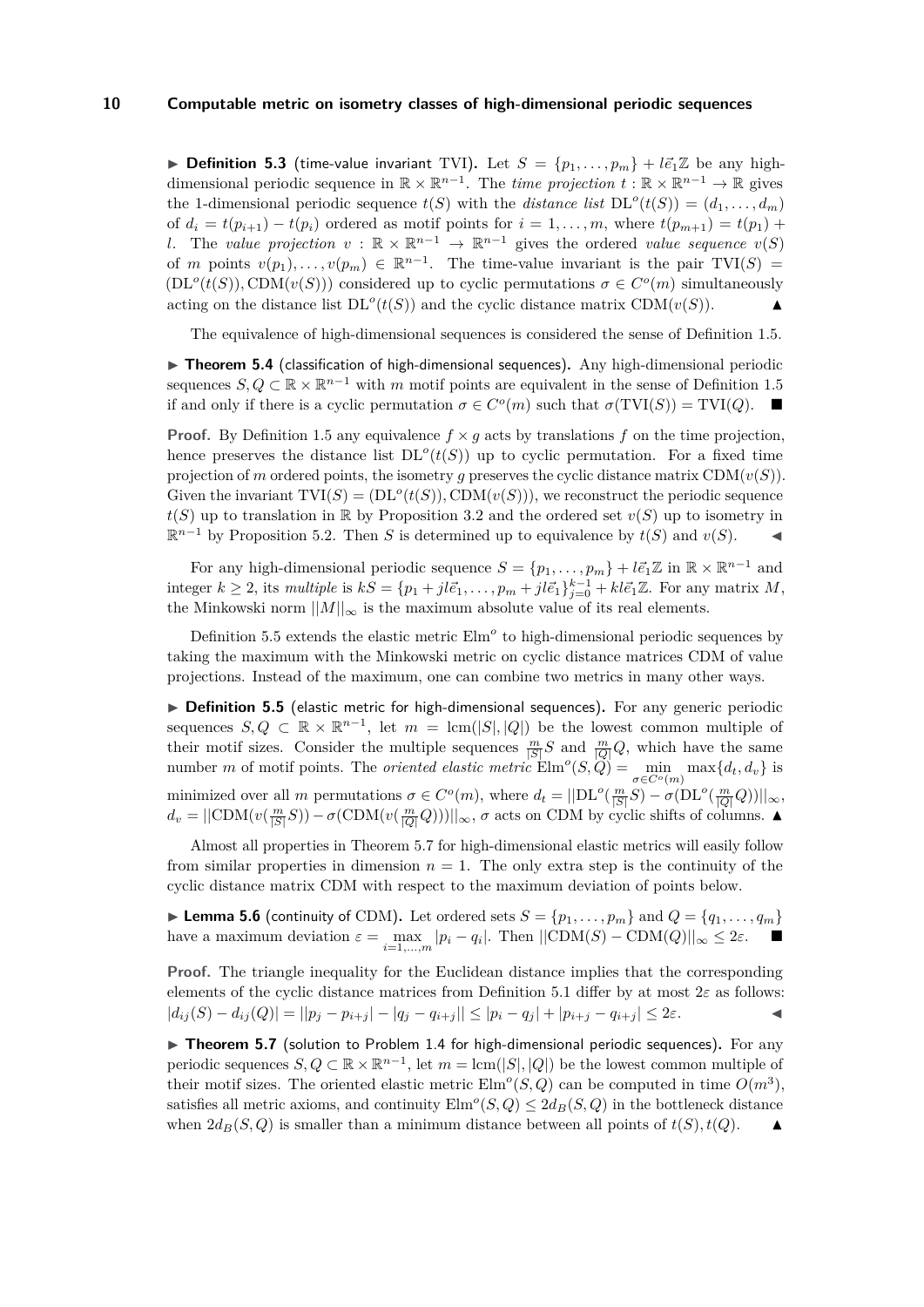▶ **Definition 5.3** (time-value invariant TVI)**.** Let $S = \{p_1, \dots, p_m\} + l\vec{e}_1\mathbb{Z}$ be any high-dimensional periodic sequence in $\mathbb{R} \times \mathbb{R}^{n-1}$. The *time projection* $t : \mathbb{R} \times \mathbb{R}^{n-1} \to \mathbb{R}$ gives the 1-dimensional periodic sequence $t(S)$ with the *distance list* $\mathrm{DL}^o(t(S)) = (d_1, \dots, d_m)$ of $d_i = t(p_{i+1}) - t(p_i)$ ordered as motif points for $i = 1, \dots, m$, where $t(p_{m+1}) = t(p_1) + l$. The *value projection* $v : \mathbb{R} \times \mathbb{R}^{n-1} \to \mathbb{R}^{n-1}$ gives the ordered *value sequence* $v(S)$ of $m$ points $v(p_1), \dots, v(p_m) \in \mathbb{R}^{n-1}$. The time-value invariant is the pair $\mathrm{TVI}(S) = (\mathrm{DL}^o(t(S)), \mathrm{CDM}(v(S)))$ considered up to cyclic permutations $\sigma \in C^o(m)$ simultaneously acting on the distance list $\mathrm{DL}^o(t(S))$ and the cyclic distance matrix $\mathrm{CDM}(v(S))$. ▲

The equivalence of high-dimensional sequences is considered the sense of Definition 1.5.

▶ **Theorem 5.4** (classification of high-dimensional sequences)**.** Any high-dimensional periodic sequences $S, Q \subset \mathbb{R} \times \mathbb{R}^{n-1}$ with $m$ motif points are equivalent in the sense of Definition 1.5 if and only if there is a cyclic permutation $\sigma \in C^o(m)$ such that $\sigma(\mathrm{TVI}(S)) = \mathrm{TVI}(Q)$. ■

**Proof.** By Definition 1.5 any equivalence $f \times g$ acts by translations $f$ on the time projection, hence preserves the distance list $\mathrm{DL}^o(t(S))$ up to cyclic permutation. For a fixed time projection of $m$ ordered points, the isometry $g$ preserves the cyclic distance matrix $\mathrm{CDM}(v(S))$. Given the invariant $\mathrm{TVI}(S) = (\mathrm{DL}^o(t(S)), \mathrm{CDM}(v(S)))$, we reconstruct the periodic sequence $t(S)$ up to translation in $\mathbb{R}$ by Proposition 3.2 and the ordered set $v(S)$ up to isometry in $\mathbb{R}^{n-1}$ by Proposition 5.2. Then $S$ is determined up to equivalence by $t(S)$ and $v(S)$. ◀

For any high-dimensional periodic sequence $S = \{p_1, \dots, p_m\} + l\vec{e}_1\mathbb{Z}$ in $\mathbb{R} \times \mathbb{R}^{n-1}$ and integer $k \geq 2$, its *multiple* is $kS = \{p_1 + jl\vec{e}_1, \dots, p_m + jl\vec{e}_1\}_{j=0}^{k-1} + kl\vec{e}_1\mathbb{Z}$. For any matrix $M$, the Minkowski norm $||M||_\infty$ is the maximum absolute value of its real elements.

Definition 5.5 extends the elastic metric $\mathrm{Elm}^o$ to high-dimensional periodic sequences by taking the maximum with the Minkowski metric on cyclic distance matrices CDM of value projections. Instead of the maximum, one can combine two metrics in many other ways.

▶ **Definition 5.5** (elastic metric for high-dimensional sequences)**.** For any generic periodic sequences $S, Q \subset \mathbb{R} \times \mathbb{R}^{n-1}$, let $m = \mathrm{lcm}(|S|, |Q|)$ be the lowest common multiple of their motif sizes. Consider the multiple sequences $\frac{m}{|S|}S$ and $\frac{m}{|Q|}Q$, which have the same number $m$ of motif points. The *oriented elastic metric* $\mathrm{Elm}^o(S, Q) = \min\limits_{\sigma \in C^o(m)} \max\{d_t, d_v\}$ is minimized over all $m$ permutations $\sigma \in C^o(m)$, where $d_t = ||\mathrm{DL}^o(\frac{m}{|S|}S) - \sigma(\mathrm{DL}^o(\frac{m}{|Q|}Q))||_\infty$, $d_v = ||\mathrm{CDM}(v(\frac{m}{|S|}S)) - \sigma(\mathrm{CDM}(v(\frac{m}{|Q|}Q)))||_\infty$, $\sigma$ acts on CDM by cyclic shifts of columns. ▲

Almost all properties in Theorem 5.7 for high-dimensional elastic metrics will easily follow from similar properties in dimension $n = 1$. The only extra step is the continuity of the cyclic distance matrix CDM with respect to the maximum deviation of points below.

▶ **Lemma 5.6** (continuity of CDM)**.** Let ordered sets $S = \{p_1, \dots, p_m\}$ and $Q = \{q_1, \dots, q_m\}$ have a maximum deviation $\varepsilon = \max\limits_{i=1,\dots,m} |p_i - q_i|$. Then $||\mathrm{CDM}(S) - \mathrm{CDM}(Q)||_\infty \leq 2\varepsilon$. ■

**Proof.** The triangle inequality for the Euclidean distance implies that the corresponding elements of the cyclic distance matrices from Definition 5.1 differ by at most $2\varepsilon$ as follows: $|d_{ij}(S) - d_{ij}(Q)| = ||p_j - p_{i+j}| - |q_j - q_{i+j}|| \leq |p_i - q_j| + |p_{i+j} - q_{i+j}| \leq 2\varepsilon$. ◀

▶ **Theorem 5.7** (solution to Problem 1.4 for high-dimensional periodic sequences)**.** For any periodic sequences $S, Q \subset \mathbb{R} \times \mathbb{R}^{n-1}$, let $m = \mathrm{lcm}(|S|, |Q|)$ be the lowest common multiple of their motif sizes. The oriented elastic metric $\mathrm{Elm}^o(S, Q)$ can be computed in time $O(m^3)$, satisfies all metric axioms, and continuity $\mathrm{Elm}^o(S, Q) \leq 2d_B(S, Q)$ in the bottleneck distance when $2d_B(S, Q)$ is smaller than a minimum distance between all points of $t(S), t(Q)$. ▲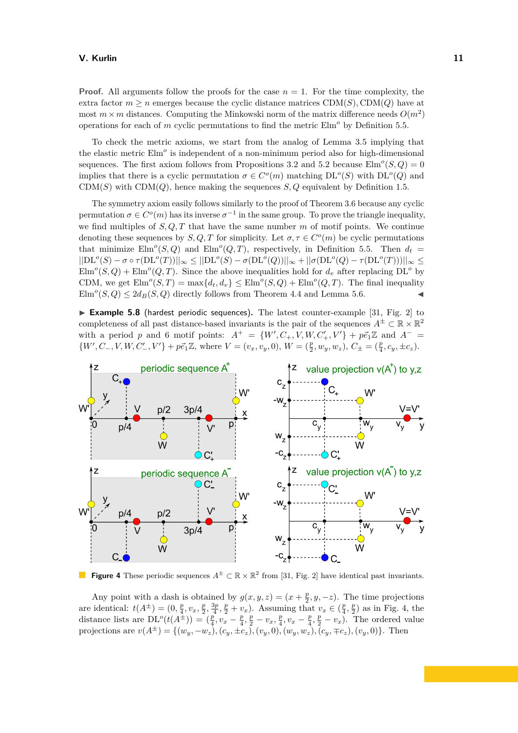**Proof.** All arguments follow the proofs for the case $n = 1$. For the time complexity, the extra factor $m \geq n$ emerges because the cyclic distance matrices $\mathrm{CDM}(S), \mathrm{CDM}(Q)$ have at most $m \times m$ distances. Computing the Minkowski norm of the matrix difference needs $O(m^2)$ operations for each of $m$ cyclic permutations to find the metric $\mathrm{Elm}^o$ by Definition 5.5.

To check the metric axioms, we start from the analog of Lemma 3.5 implying that the elastic metric $\mathrm{Elm}^o$ is independent of a non-minimum period also for high-dimensional sequences. The first axiom follows from Propositions 3.2 and 5.2 because $\mathrm{Elm}^o(S, Q) = 0$ implies that there is a cyclic permutation $\sigma \in C^o(m)$ matching $\mathrm{DL}^o(S)$ with $\mathrm{DL}^o(Q)$ and $\mathrm{CDM}(S)$ with $\mathrm{CDM}(Q)$, hence making the sequences $S, Q$ equivalent by Definition 1.5.

The symmetry axiom easily follows similarly to the proof of Theorem 3.6 because any cyclic permutation $\sigma \in C^o(m)$ has its inverse $\sigma^{-1}$ in the same group. To prove the triangle inequality, we find multiples of $S, Q, T$ that have the same number $m$ of motif points. We continue denoting these sequences by $S, Q, T$ for simplicity. Let $\sigma, \tau \in C^o(m)$ be cyclic permutations that minimize $\mathrm{Elm}^o(S, Q)$ and $\mathrm{Elm}^o(Q, T)$, respectively, in Definition 5.5. Then $d_t = ||\mathrm{DL}^o(S) - \sigma \circ \tau(\mathrm{DL}^o(T))||_\infty \leq ||\mathrm{DL}^o(S) - \sigma(\mathrm{DL}^o(Q))||_\infty + ||\sigma(\mathrm{DL}^o(Q) - \tau(\mathrm{DL}^o(T)))||_\infty \leq \mathrm{Elm}^o(S, Q) + \mathrm{Elm}^o(Q, T)$. Since the above inequalities hold for $d_v$ after replacing $\mathrm{DL}^o$ by CDM, we get $\mathrm{Elm}^o(S, T) = \max\{d_t, d_v\} \leq \mathrm{Elm}^o(S, Q) + \mathrm{Elm}^o(Q, T)$. The final inequality $\mathrm{Elm}^o(S, Q) \leq 2d_B(S, Q)$ directly follows from Theorem 4.4 and Lemma 5.6. ◀

▶ **Example 5.8** (hardest periodic sequences). The latest counter-example [31, Fig. 2] to completeness of all past distance-based invariants is the pair of the sequences $A^{\pm} \subset \mathbb{R} \times \mathbb{R}^2$ with a period $p$ and 6 motif points: $A^+ = \{W', C_+, V, W, C'_+, V'\} + p\vec{e}_1\mathbb{Z}$ and $A^- = \{W', C_-, V, W, C'_-, V'\} + p\vec{e}_1\mathbb{Z}$, where $V = (v_x, v_y, 0)$, $W = (\frac{p}{2}, w_y, w_z)$, $C_\pm = (\frac{p}{4}, c_y, \pm c_z)$.

**Figure 4** These periodic sequences $A^{\pm} \subset \mathbb{R} \times \mathbb{R}^2$ from [31, Fig. 2] have identical past invariants.

Any point with a dash is obtained by $g(x, y, z) = (x + \frac{p}{2}, y, -z)$. The time projections are identical: $t(A^{\pm}) = (0, \frac{p}{4}, v_x, \frac{p}{2}, \frac{3p}{4}, \frac{p}{2} + v_x)$. Assuming that $v_x \in (\frac{p}{4}, \frac{p}{2})$ as in Fig. 4, the distance lists are $\mathrm{DL}^o(t(A^{\pm})) = (\frac{p}{4}, v_x - \frac{p}{4}, \frac{p}{2} - v_x, \frac{p}{4}, v_x - \frac{p}{4}, \frac{p}{2} - v_x)$. The ordered value projections are $v(A^{\pm}) = \{(w_y, -w_z), (c_y, \pm c_z), (v_y, 0), (w_y, w_z), (c_y, \mp c_z), (v_y, 0)\}$. Then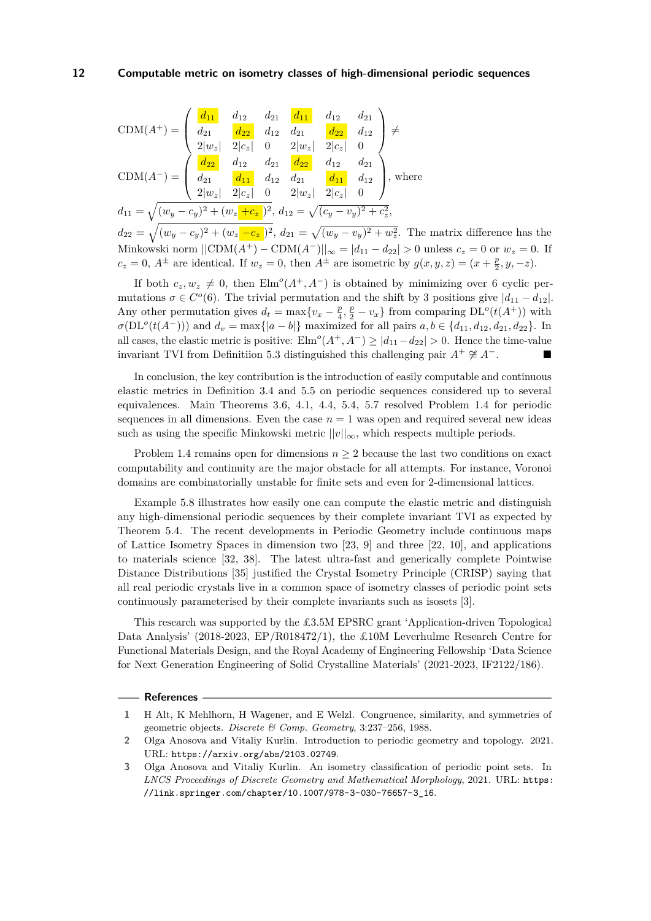$$\mathrm{CDM}(A^+) = \begin{pmatrix} d_{11} & d_{12} & d_{21} & d_{11} & d_{12} & d_{21} \\ d_{21} & d_{22} & d_{12} & d_{21} & d_{22} & d_{12} \\ 2|w_z| & 2|c_z| & 0 & 2|w_z| & 2|c_z| & 0 \end{pmatrix} \neq$$

$$\mathrm{CDM}(A^-) = \begin{pmatrix} d_{22} & d_{12} & d_{21} & d_{22} & d_{12} & d_{21} \\ d_{21} & d_{11} & d_{12} & d_{21} & d_{11} & d_{12} \\ 2|w_z| & 2|c_z| & 0 & 2|w_z| & 2|c_z| & 0 \end{pmatrix}, \text{ where}$$

$d_{11} = \sqrt{(w_y - c_y)^2 + (w_z + c_z)^2}$, $d_{12} = \sqrt{(c_y - v_y)^2 + c_z^2}$, $d_{22} = \sqrt{(w_y - c_y)^2 + (w_z - c_z)^2}$, $d_{21} = \sqrt{(w_y - v_y)^2 + w_z^2}$. The matrix difference has the Minkowski norm $||\mathrm{CDM}(A^+) - \mathrm{CDM}(A^-)||_\infty = |d_{11} - d_{22}| > 0$ unless $c_z = 0$ or $w_z = 0$. If $c_z = 0$, $A^\pm$ are identical. If $w_z = 0$, then $A^\pm$ are isometric by $g(x, y, z) = (x + \frac{p}{2}, y, -z)$.

If both $c_z, w_z \neq 0$, then $\mathrm{Elm}^o(A^+, A^-)$ is obtained by minimizing over 6 cyclic permutations $\sigma \in C^o(6)$. The trivial permutation and the shift by 3 positions give $|d_{11} - d_{12}|$. Any other permutation gives $d_t = \max\{v_x - \frac{p}{4}, \frac{p}{2} - v_x\}$ from comparing $\mathrm{DL}^o(t(A^+))$ with $\sigma(\mathrm{DL}^o(t(A^-)))$ and $d_v = \max\{|a - b|\}$ maximized for all pairs $a, b \in \{d_{11}, d_{12}, d_{21}, d_{22}\}$. In all cases, the elastic metric is positive: $\mathrm{Elm}^o(A^+, A^-) \geq |d_{11} - d_{22}| > 0$. Hence the time-value invariant TVI from Definitiion 5.3 distinguished this challenging pair $A^+ \not\cong A^-$. ∎

In conclusion, the key contribution is the introduction of easily computable and continuous elastic metrics in Definition 3.4 and 5.5 on periodic sequences considered up to several equivalences. Main Theorems 3.6, 4.1, 4.4, 5.4, 5.7 resolved Problem 1.4 for periodic sequences in all dimensions. Even the case $n = 1$ was open and required several new ideas such as using the specific Minkowski metric $||v||_\infty$, which respects multiple periods.

Problem 1.4 remains open for dimensions $n \geq 2$ because the last two conditions on exact computability and continuity are the major obstacle for all attempts. For instance, Voronoi domains are combinatorially unstable for finite sets and even for 2-dimensional lattices.

Example 5.8 illustrates how easily one can compute the elastic metric and distinguish any high-dimensional periodic sequences by their complete invariant TVI as expected by Theorem 5.4. The recent developments in Periodic Geometry include continuous maps of Lattice Isometry Spaces in dimension two [23, 9] and three [22, 10], and applications to materials science [32, 38]. The latest ultra-fast and generically complete Pointwise Distance Distributions [35] justified the Crystal Isometry Principle (CRISP) saying that all real periodic crystals live in a common space of isometry classes of periodic point sets continuously parameterised by their complete invariants such as isosets [3].

This research was supported by the £3.5M EPSRC grant 'Application-driven Topological Data Analysis' (2018-2023, EP/R018472/1), the £10M Leverhulme Research Centre for Functional Materials Design, and the Royal Academy of Engineering Fellowship 'Data Science for Next Generation Engineering of Solid Crystalline Materials' (2021-2023, IF2122/186).

## References

1. H Alt, K Mehlhorn, H Wagener, and E Welzl. Congruence, similarity, and symmetries of geometric objects. *Discrete & Comp. Geometry*, 3:237–256, 1988.
2. Olga Anosova and Vitaliy Kurlin. Introduction to periodic geometry and topology. 2021. URL: https://arxiv.org/abs/2103.02749.
3. Olga Anosova and Vitaliy Kurlin. An isometry classification of periodic point sets. In *LNCS Proceedings of Discrete Geometry and Mathematical Morphology*, 2021. URL: https://link.springer.com/chapter/10.1007/978-3-030-76657-3_16.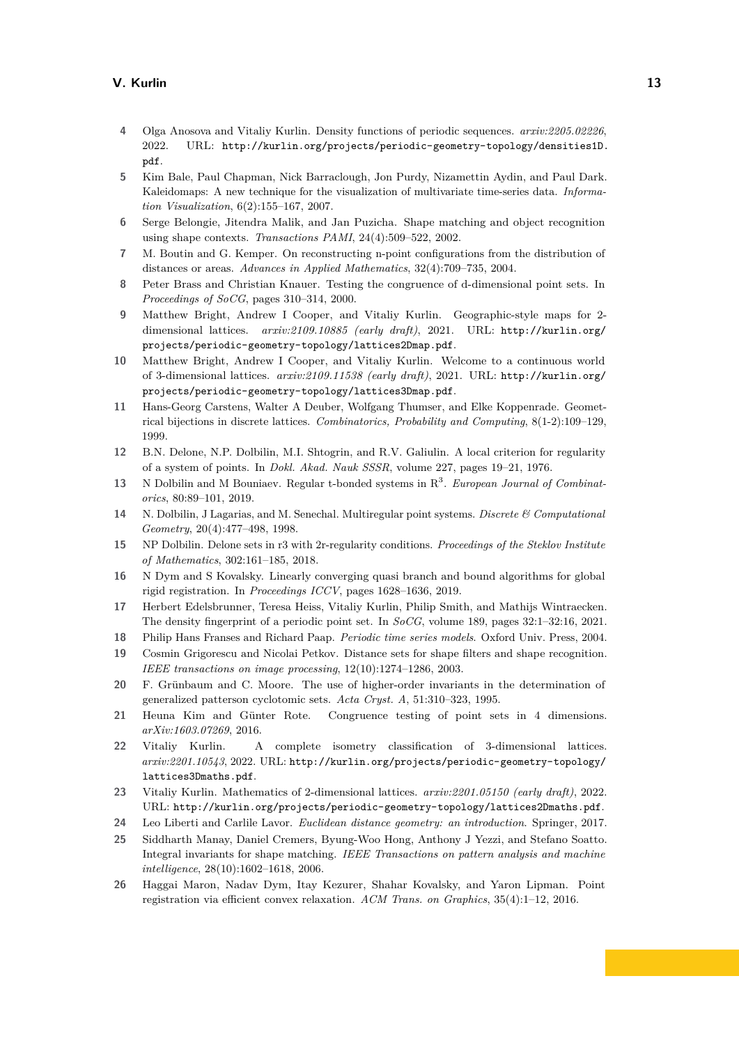4. Olga Anosova and Vitaliy Kurlin. Density functions of periodic sequences. *arxiv:2205.02226*, 2022. URL: `http://kurlin.org/projects/periodic-geometry-topology/densities1D.pdf`.
5. Kim Bale, Paul Chapman, Nick Barraclough, Jon Purdy, Nizamettin Aydin, and Paul Dark. Kaleidomaps: A new technique for the visualization of multivariate time-series data. *Information Visualization*, 6(2):155–167, 2007.
6. Serge Belongie, Jitendra Malik, and Jan Puzicha. Shape matching and object recognition using shape contexts. *Transactions PAMI*, 24(4):509–522, 2002.
7. M. Boutin and G. Kemper. On reconstructing n-point configurations from the distribution of distances or areas. *Advances in Applied Mathematics*, 32(4):709–735, 2004.
8. Peter Brass and Christian Knauer. Testing the congruence of d-dimensional point sets. In *Proceedings of SoCG*, pages 310–314, 2000.
9. Matthew Bright, Andrew I Cooper, and Vitaliy Kurlin. Geographic-style maps for 2-dimensional lattices. *arxiv:2109.10885 (early draft)*, 2021. URL: `http://kurlin.org/projects/periodic-geometry-topology/lattices2Dmap.pdf`.
10. Matthew Bright, Andrew I Cooper, and Vitaliy Kurlin. Welcome to a continuous world of 3-dimensional lattices. *arxiv:2109.11538 (early draft)*, 2021. URL: `http://kurlin.org/projects/periodic-geometry-topology/lattices3Dmap.pdf`.
11. Hans-Georg Carstens, Walter A Deuber, Wolfgang Thumser, and Elke Koppenrade. Geometrical bijections in discrete lattices. *Combinatorics, Probability and Computing*, 8(1-2):109–129, 1999.
12. B.N. Delone, N.P. Dolbilin, M.I. Shtogrin, and R.V. Galiulin. A local criterion for regularity of a system of points. In *Dokl. Akad. Nauk SSSR*, volume 227, pages 19–21, 1976.
13. N Dolbilin and M Bouniaev. Regular t-bonded systems in $\mathbb{R}^3$. *European Journal of Combinatorics*, 80:89–101, 2019.
14. N. Dolbilin, J Lagarias, and M. Senechal. Multiregular point systems. *Discrete & Computational Geometry*, 20(4):477–498, 1998.
15. NP Dolbilin. Delone sets in r3 with 2r-regularity conditions. *Proceedings of the Steklov Institute of Mathematics*, 302:161–185, 2018.
16. N Dym and S Kovalsky. Linearly converging quasi branch and bound algorithms for global rigid registration. In *Proceedings ICCV*, pages 1628–1636, 2019.
17. Herbert Edelsbrunner, Teresa Heiss, Vitaliy Kurlin, Philip Smith, and Mathijs Wintraecken. The density fingerprint of a periodic point set. In *SoCG*, volume 189, pages 32:1–32:16, 2021.
18. Philip Hans Franses and Richard Paap. *Periodic time series models*. Oxford Univ. Press, 2004.
19. Cosmin Grigorescu and Nicolai Petkov. Distance sets for shape filters and shape recognition. *IEEE transactions on image processing*, 12(10):1274–1286, 2003.
20. F. Grünbaum and C. Moore. The use of higher-order invariants in the determination of generalized patterson cyclotomic sets. *Acta Cryst. A*, 51:310–323, 1995.
21. Heuna Kim and Günter Rote. Congruence testing of point sets in 4 dimensions. *arXiv:1603.07269*, 2016.
22. Vitaliy Kurlin. A complete isometry classification of 3-dimensional lattices. *arxiv:2201.10543*, 2022. URL: `http://kurlin.org/projects/periodic-geometry-topology/lattices3Dmaths.pdf`.
23. Vitaliy Kurlin. Mathematics of 2-dimensional lattices. *arxiv:2201.05150 (early draft)*, 2022. URL: `http://kurlin.org/projects/periodic-geometry-topology/lattices2Dmaths.pdf`.
24. Leo Liberti and Carlile Lavor. *Euclidean distance geometry: an introduction*. Springer, 2017.
25. Siddharth Manay, Daniel Cremers, Byung-Woo Hong, Anthony J Yezzi, and Stefano Soatto. Integral invariants for shape matching. *IEEE Transactions on pattern analysis and machine intelligence*, 28(10):1602–1618, 2006.
26. Haggai Maron, Nadav Dym, Itay Kezurer, Shahar Kovalsky, and Yaron Lipman. Point registration via efficient convex relaxation. *ACM Trans. on Graphics*, 35(4):1–12, 2016.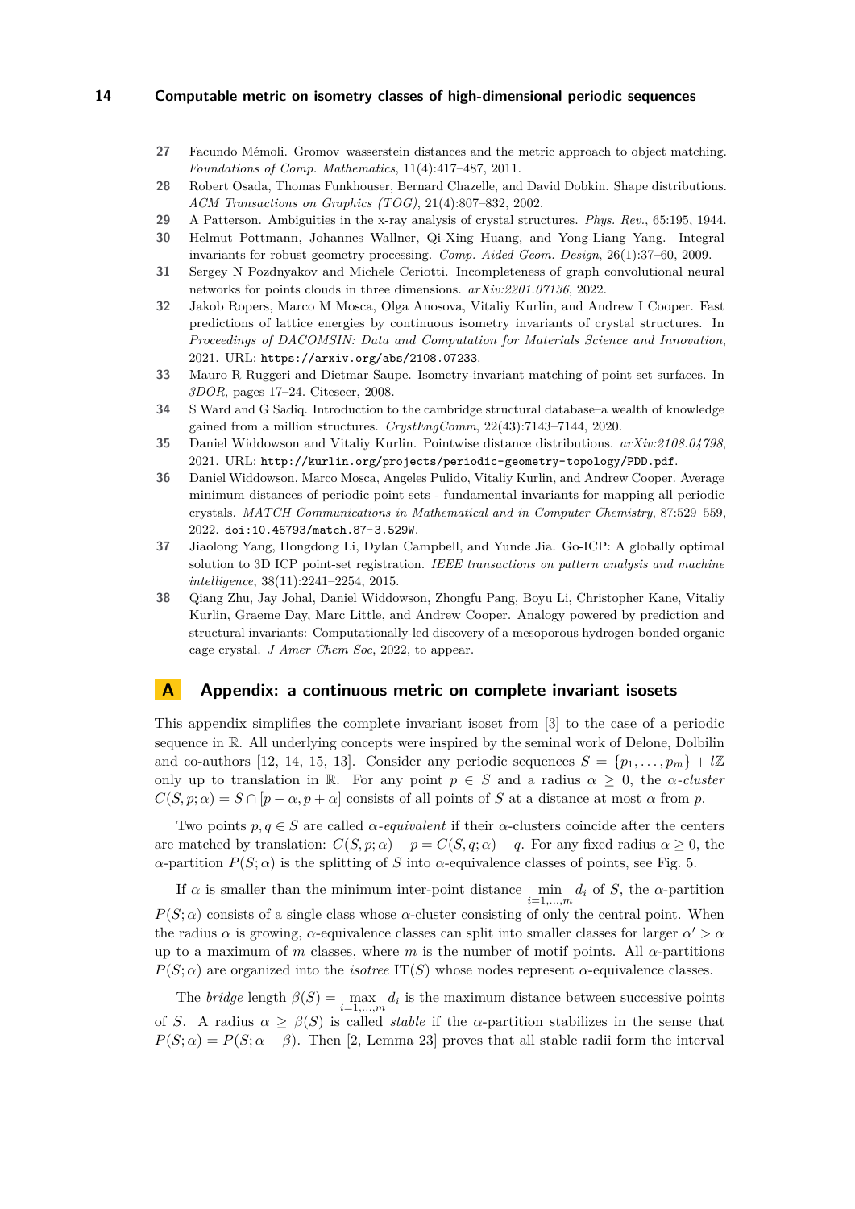27 Facundo Mémoli. Gromov–wasserstein distances and the metric approach to object matching. *Foundations of Comp. Mathematics*, 11(4):417–487, 2011.

28 Robert Osada, Thomas Funkhouser, Bernard Chazelle, and David Dobkin. Shape distributions. *ACM Transactions on Graphics (TOG)*, 21(4):807–832, 2002.

29 A Patterson. Ambiguities in the x-ray analysis of crystal structures. *Phys. Rev.*, 65:195, 1944.

30 Helmut Pottmann, Johannes Wallner, Qi-Xing Huang, and Yong-Liang Yang. Integral invariants for robust geometry processing. *Comp. Aided Geom. Design*, 26(1):37–60, 2009.

31 Sergey N Pozdnyakov and Michele Ceriotti. Incompleteness of graph convolutional neural networks for points clouds in three dimensions. *arXiv:2201.07136*, 2022.

32 Jakob Ropers, Marco M Mosca, Olga Anosova, Vitaliy Kurlin, and Andrew I Cooper. Fast predictions of lattice energies by continuous isometry invariants of crystal structures. In *Proceedings of DACOMSIN: Data and Computation for Materials Science and Innovation*, 2021. URL: `https://arxiv.org/abs/2108.07233`.

33 Mauro R Ruggeri and Dietmar Saupe. Isometry-invariant matching of point set surfaces. In *3DOR*, pages 17–24. Citeseer, 2008.

34 S Ward and G Sadiq. Introduction to the cambridge structural database–a wealth of knowledge gained from a million structures. *CrystEngComm*, 22(43):7143–7144, 2020.

35 Daniel Widdowson and Vitaliy Kurlin. Pointwise distance distributions. *arXiv:2108.04798*, 2021. URL: `http://kurlin.org/projects/periodic-geometry-topology/PDD.pdf`.

36 Daniel Widdowson, Marco Mosca, Angeles Pulido, Vitaliy Kurlin, and Andrew Cooper. Average minimum distances of periodic point sets - fundamental invariants for mapping all periodic crystals. *MATCH Communications in Mathematical and in Computer Chemistry*, 87:529–559, 2022. `doi:10.46793/match.87-3.529W`.

37 Jiaolong Yang, Hongdong Li, Dylan Campbell, and Yunde Jia. Go-ICP: A globally optimal solution to 3D ICP point-set registration. *IEEE transactions on pattern analysis and machine intelligence*, 38(11):2241–2254, 2015.

38 Qiang Zhu, Jay Johal, Daniel Widdowson, Zhongfu Pang, Boyu Li, Christopher Kane, Vitaliy Kurlin, Graeme Day, Marc Little, and Andrew Cooper. Analogy powered by prediction and structural invariants: Computationally-led discovery of a mesoporous hydrogen-bonded organic cage crystal. *J Amer Chem Soc*, 2022, to appear.

# A Appendix: a continuous metric on complete invariant isosets

This appendix simplifies the complete invariant isoset from [3] to the case of a periodic sequence in $\mathbb{R}$. All underlying concepts were inspired by the seminal work of Delone, Dolbilin and co-authors [12, 14, 15, 13]. Consider any periodic sequences $S = \{p_1, \dots, p_m\} + l\mathbb{Z}$ only up to translation in $\mathbb{R}$. For any point $p \in S$ and a radius $\alpha \geq 0$, the *$\alpha$-cluster* $C(S, p; \alpha) = S \cap [p - \alpha, p + \alpha]$ consists of all points of $S$ at a distance at most $\alpha$ from $p$.

Two points $p, q \in S$ are called *$\alpha$-equivalent* if their $\alpha$-clusters coincide after the centers are matched by translation: $C(S, p; \alpha) - p = C(S, q; \alpha) - q$. For any fixed radius $\alpha \geq 0$, the $\alpha$-partition $P(S; \alpha)$ is the splitting of $S$ into $\alpha$-equivalence classes of points, see Fig. 5.

If $\alpha$ is smaller than the minimum inter-point distance $\min\limits_{i=1,\dots,m} d_i$ of $S$, the $\alpha$-partition $P(S; \alpha)$ consists of a single class whose $\alpha$-cluster consisting of only the central point. When the radius $\alpha$ is growing, $\alpha$-equivalence classes can split into smaller classes for larger $\alpha' > \alpha$ up to a maximum of $m$ classes, where $m$ is the number of motif points. All $\alpha$-partitions $P(S; \alpha)$ are organized into the *isotree* $\mathrm{IT}(S)$ whose nodes represent $\alpha$-equivalence classes.

The *bridge* length $\beta(S) = \max\limits_{i=1,\dots,m} d_i$ is the maximum distance between successive points of $S$. A radius $\alpha \geq \beta(S)$ is called *stable* if the $\alpha$-partition stabilizes in the sense that $P(S; \alpha) = P(S; \alpha - \beta)$. Then [2, Lemma 23] proves that all stable radii form the interval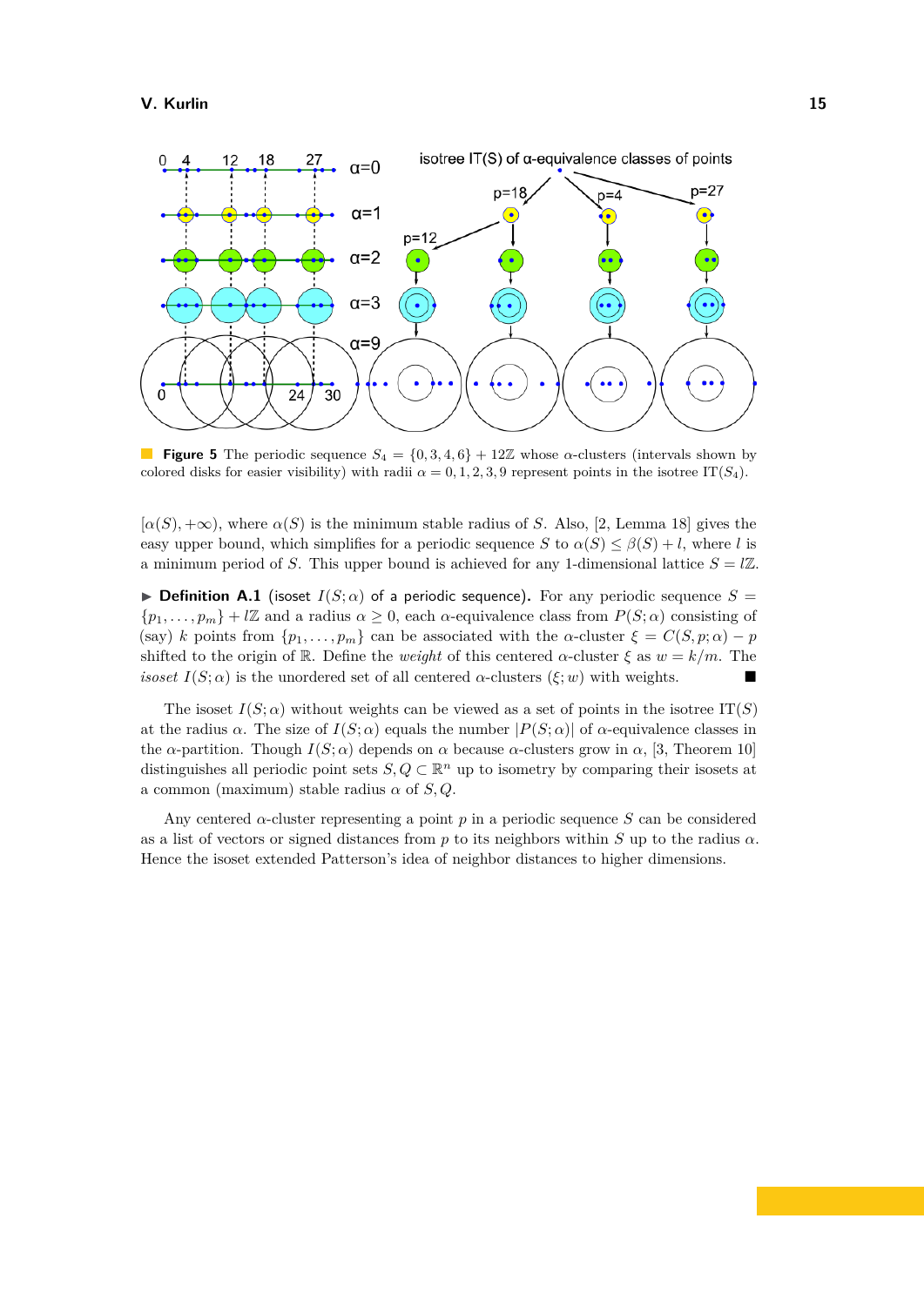0 4 12 18 27 α=0

α=1

α=2

α=3

α=9

0 24 30

isotree IT(S) of α-equivalence classes of points

p=18 p=4 p=27

p=12

**Figure 5** The periodic sequence $S_4 = \{0, 3, 4, 6\} + 12\mathbb{Z}$ whose $\alpha$-clusters (intervals shown by colored disks for easier visibility) with radii $\alpha = 0, 1, 2, 3, 9$ represent points in the isotree $\mathrm{IT}(S_4)$.

$[\alpha(S), +\infty)$, where $\alpha(S)$ is the minimum stable radius of $S$. Also, [2, Lemma 18] gives the easy upper bound, which simplifies for a periodic sequence $S$ to $\alpha(S) \leq \beta(S) + l$, where $l$ is a minimum period of $S$. This upper bound is achieved for any 1-dimensional lattice $S = l\mathbb{Z}$.

▶ **Definition A.1** (isoset $I(S; \alpha)$ of a periodic sequence). For any periodic sequence $S = \{p_1, \dots, p_m\} + l\mathbb{Z}$ and a radius $\alpha \geq 0$, each $\alpha$-equivalence class from $P(S; \alpha)$ consisting of (say) $k$ points from $\{p_1, \dots, p_m\}$ can be associated with the $\alpha$-cluster $\xi = C(S, p; \alpha) - p$ shifted to the origin of $\mathbb{R}$. Define the *weight* of this centered $\alpha$-cluster $\xi$ as $w = k/m$. The *isoset* $I(S; \alpha)$ is the unordered set of all centered $\alpha$-clusters $(\xi; w)$ with weights. ■

The isoset $I(S; \alpha)$ without weights can be viewed as a set of points in the isotree $\mathrm{IT}(S)$ at the radius $\alpha$. The size of $I(S; \alpha)$ equals the number $|P(S; \alpha)|$ of $\alpha$-equivalence classes in the $\alpha$-partition. Though $I(S; \alpha)$ depends on $\alpha$ because $\alpha$-clusters grow in $\alpha$, [3, Theorem 10] distinguishes all periodic point sets $S, Q \subset \mathbb{R}^n$ up to isometry by comparing their isosets at a common (maximum) stable radius $\alpha$ of $S, Q$.

Any centered $\alpha$-cluster representing a point $p$ in a periodic sequence $S$ can be considered as a list of vectors or signed distances from $p$ to its neighbors within $S$ up to the radius $\alpha$. Hence the isoset extended Patterson's idea of neighbor distances to higher dimensions.